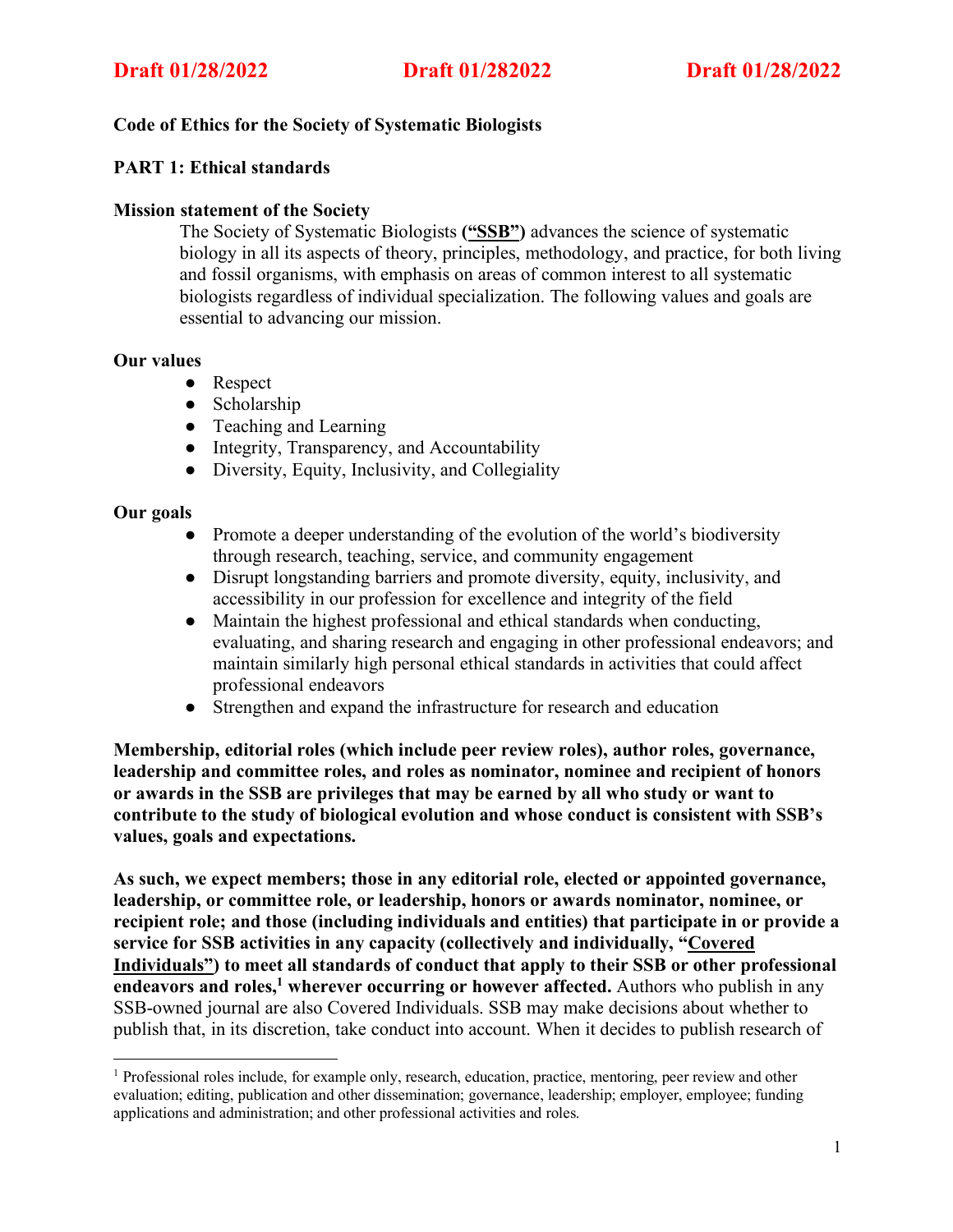**Draft 01/28/2022 Draft 01/282022 Draft 01/28/2022**

**Code of Ethics for the Society of Systematic Biologists**

**PART 1: Ethical standards**

**Mission statement of the Society**

The Society of Systematic Biologists **(<u>“SSB”</u>)** advances the science of systematic biology in all its aspects of theory, principles, methodology, and practice, for both living and fossil organisms, with emphasis on areas of common interest to all systematic biologists regardless of individual specialization. The following values and goals are essential to advancing our mission.

**Our values**

- Respect
- Scholarship
- Teaching and Learning
- Integrity, Transparency, and Accountability
- Diversity, Equity, Inclusivity, and Collegiality

**Our goals**

- Promote a deeper understanding of the evolution of the world’s biodiversity through research, teaching, service, and community engagement
- Disrupt longstanding barriers and promote diversity, equity, inclusivity, and accessibility in our profession for excellence and integrity of the field
- Maintain the highest professional and ethical standards when conducting, evaluating, and sharing research and engaging in other professional endeavors; and maintain similarly high personal ethical standards in activities that could affect professional endeavors
- Strengthen and expand the infrastructure for research and education

**Membership, editorial roles (which include peer review roles), author roles, governance, leadership and committee roles, and roles as nominator, nominee and recipient of honors or awards in the SSB are privileges that may be earned by all who study or want to contribute to the study of biological evolution and whose conduct is consistent with SSB’s values, goals and expectations.**

**As such, we expect members; those in any editorial role, elected or appointed governance, leadership, or committee role, or leadership, honors or awards nominator, nominee, or recipient role; and those (including individuals and entities) that participate in or provide a service for SSB activities in any capacity (collectively and individually, “<u>Covered Individuals</u>”) to meet all standards of conduct that apply to their SSB or other professional endeavors and roles,[1] wherever occurring or however affected.** Authors who publish in any SSB-owned journal are also Covered Individuals. SSB may make decisions about whether to publish that, in its discretion, take conduct into account. When it decides to publish research of

[1] Professional roles include, for example only, research, education, practice, mentoring, peer review and other evaluation; editing, publication and other dissemination; governance, leadership; employer, employee; funding applications and administration; and other professional activities and roles.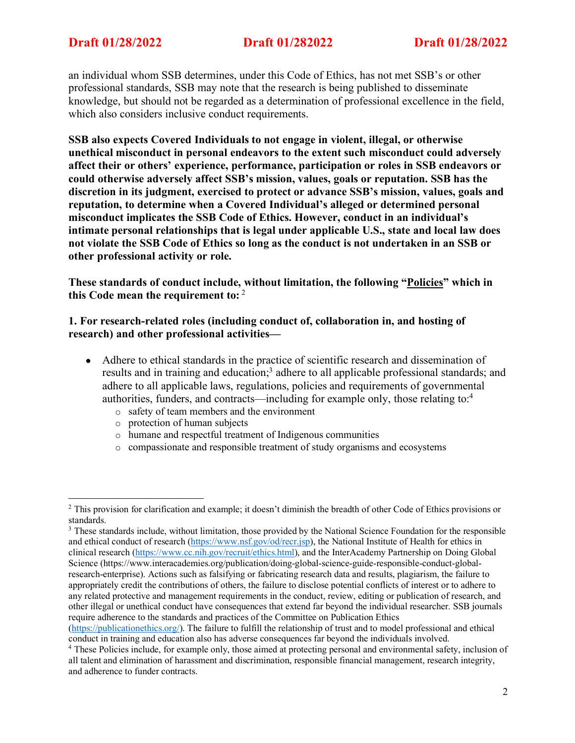an individual whom SSB determines, under this Code of Ethics, has not met SSB's or other professional standards, SSB may note that the research is being published to disseminate knowledge, but should not be regarded as a determination of professional excellence in the field, which also considers inclusive conduct requirements.

**SSB also expects Covered Individuals to not engage in violent, illegal, or otherwise unethical misconduct in personal endeavors to the extent such misconduct could adversely affect their or others' experience, performance, participation or roles in SSB endeavors or could otherwise adversely affect SSB's mission, values, goals or reputation. SSB has the discretion in its judgment, exercised to protect or advance SSB's mission, values, goals and reputation, to determine when a Covered Individual's alleged or determined personal misconduct implicates the SSB Code of Ethics. However, conduct in an individual's intimate personal relationships that is legal under applicable U.S., state and local law does not violate the SSB Code of Ethics so long as the conduct is not undertaken in an SSB or other professional activity or role.**

**These standards of conduct include, without limitation, the following "<u>Policies</u>" which in this Code mean the requirement to:** [2]

**1. For research-related roles (including conduct of, collaboration in, and hosting of research) and other professional activities—**

- Adhere to ethical standards in the practice of scientific research and dissemination of results and in training and education;[3] adhere to all applicable professional standards; and adhere to all applicable laws, regulations, policies and requirements of governmental authorities, funders, and contracts—including for example only, those relating to:[4]
  - safety of team members and the environment
  - protection of human subjects
  - humane and respectful treatment of Indigenous communities
  - compassionate and responsible treatment of study organisms and ecosystems

---

[2] This provision for clarification and example; it doesn't diminish the breadth of other Code of Ethics provisions or standards.

[3] These standards include, without limitation, those provided by the National Science Foundation for the responsible and ethical conduct of research (https://www.nsf.gov/od/recr.jsp), the National Institute of Health for ethics in clinical research (https://www.cc.nih.gov/recruit/ethics.html), and the InterAcademy Partnership on Doing Global Science (https://www.interacademies.org/publication/doing-global-science-guide-responsible-conduct-global-research-enterprise). Actions such as falsifying or fabricating research data and results, plagiarism, the failure to appropriately credit the contributions of others, the failure to disclose potential conflicts of interest or to adhere to any related protective and management requirements in the conduct, review, editing or publication of research, and other illegal or unethical conduct have consequences that extend far beyond the individual researcher. SSB journals require adherence to the standards and practices of the Committee on Publication Ethics (https://publicationethics.org/). The failure to fulfill the relationship of trust and to model professional and ethical conduct in training and education also has adverse consequences far beyond the individuals involved.

[4] These Policies include, for example only, those aimed at protecting personal and environmental safety, inclusion of all talent and elimination of harassment and discrimination, responsible financial management, research integrity, and adherence to funder contracts.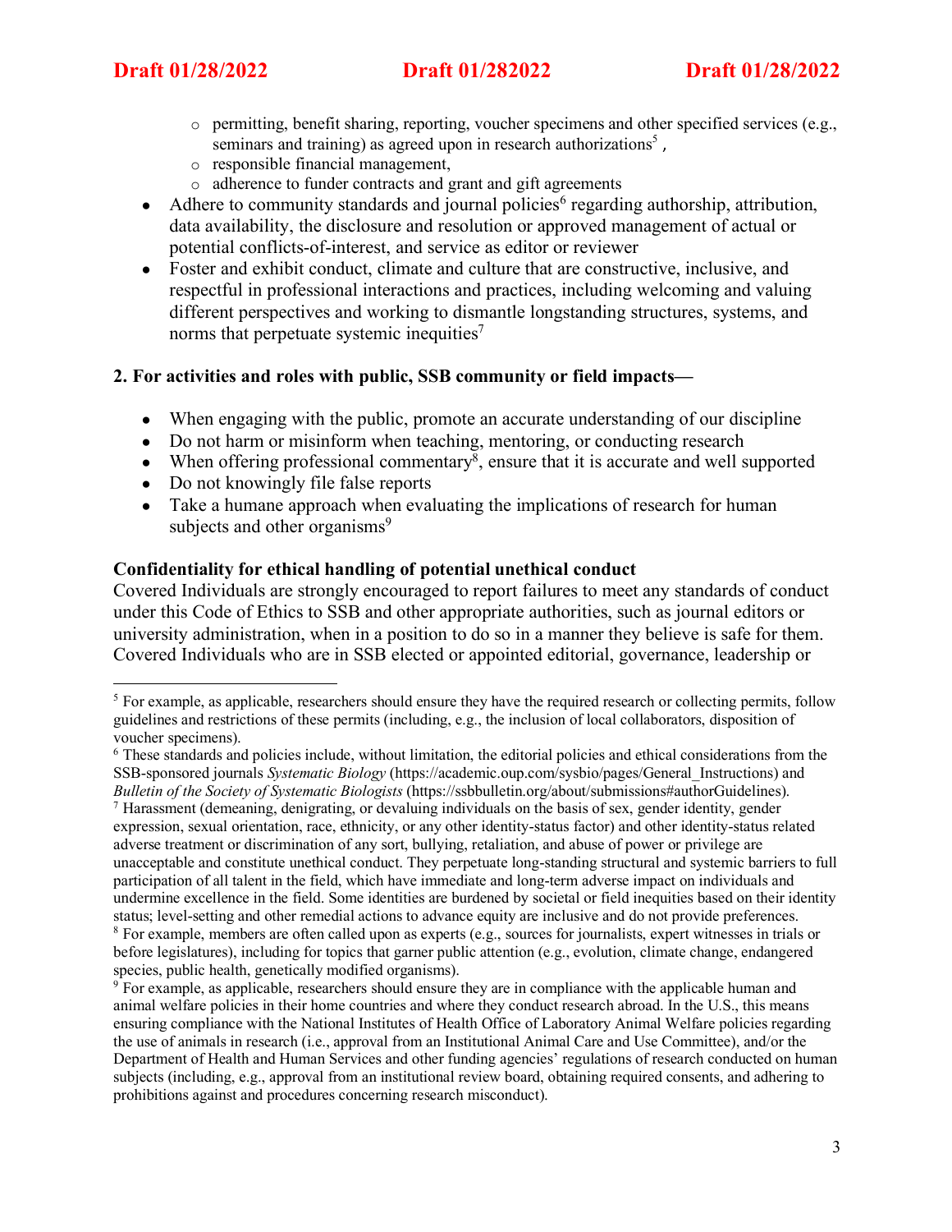- permitting, benefit sharing, reporting, voucher specimens and other specified services (e.g., seminars and training) as agreed upon in research authorizations[5] ,
  - responsible financial management,
  - adherence to funder contracts and grant and gift agreements
- Adhere to community standards and journal policies[6] regarding authorship, attribution, data availability, the disclosure and resolution or approved management of actual or potential conflicts-of-interest, and service as editor or reviewer
- Foster and exhibit conduct, climate and culture that are constructive, inclusive, and respectful in professional interactions and practices, including welcoming and valuing different perspectives and working to dismantle longstanding structures, systems, and norms that perpetuate systemic inequities[7]

**2. For activities and roles with public, SSB community or field impacts—**

- When engaging with the public, promote an accurate understanding of our discipline
- Do not harm or misinform when teaching, mentoring, or conducting research
- When offering professional commentary[8], ensure that it is accurate and well supported
- Do not knowingly file false reports
- Take a humane approach when evaluating the implications of research for human subjects and other organisms[9]

**Confidentiality for ethical handling of potential unethical conduct**

Covered Individuals are strongly encouraged to report failures to meet any standards of conduct under this Code of Ethics to SSB and other appropriate authorities, such as journal editors or university administration, when in a position to do so in a manner they believe is safe for them. Covered Individuals who are in SSB elected or appointed editorial, governance, leadership or

---

[5] For example, as applicable, researchers should ensure they have the required research or collecting permits, follow guidelines and restrictions of these permits (including, e.g., the inclusion of local collaborators, disposition of voucher specimens).

[6] These standards and policies include, without limitation, the editorial policies and ethical considerations from the SSB-sponsored journals *Systematic Biology* (https://academic.oup.com/sysbio/pages/General_Instructions) and *Bulletin of the Society of Systematic Biologists* (https://ssbbulletin.org/about/submissions#authorGuidelines).

[7] Harassment (demeaning, denigrating, or devaluing individuals on the basis of sex, gender identity, gender expression, sexual orientation, race, ethnicity, or any other identity-status factor) and other identity-status related adverse treatment or discrimination of any sort, bullying, retaliation, and abuse of power or privilege are unacceptable and constitute unethical conduct. They perpetuate long-standing structural and systemic barriers to full participation of all talent in the field, which have immediate and long-term adverse impact on individuals and undermine excellence in the field. Some identities are burdened by societal or field inequities based on their identity status; level-setting and other remedial actions to advance equity are inclusive and do not provide preferences.

[8] For example, members are often called upon as experts (e.g., sources for journalists, expert witnesses in trials or before legislatures), including for topics that garner public attention (e.g., evolution, climate change, endangered species, public health, genetically modified organisms).

[9] For example, as applicable, researchers should ensure they are in compliance with the applicable human and animal welfare policies in their home countries and where they conduct research abroad. In the U.S., this means ensuring compliance with the National Institutes of Health Office of Laboratory Animal Welfare policies regarding the use of animals in research (i.e., approval from an Institutional Animal Care and Use Committee), and/or the Department of Health and Human Services and other funding agencies' regulations of research conducted on human subjects (including, e.g., approval from an institutional review board, obtaining required consents, and adhering to prohibitions against and procedures concerning research misconduct).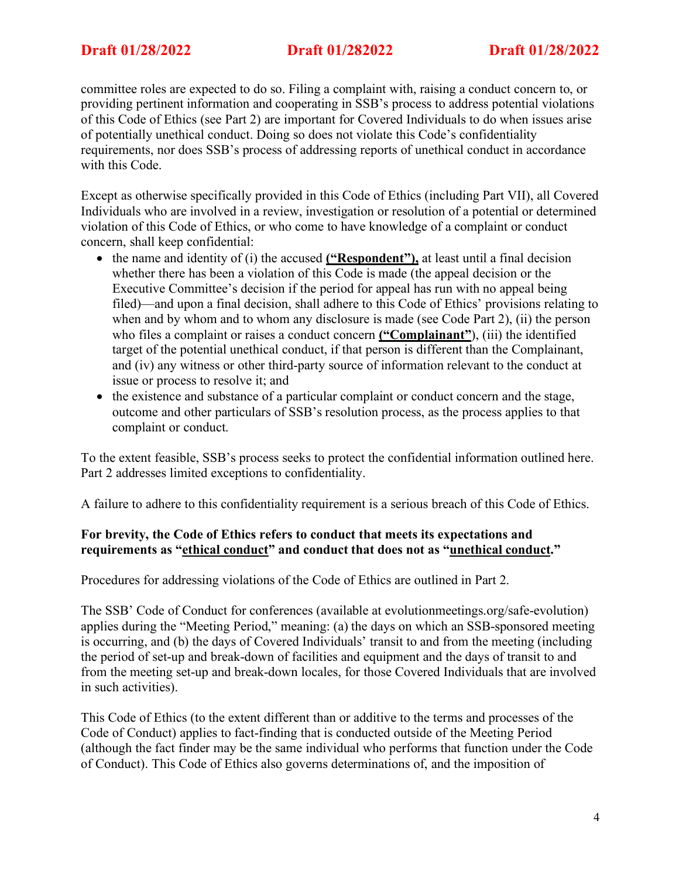committee roles are expected to do so. Filing a complaint with, raising a conduct concern to, or providing pertinent information and cooperating in SSB's process to address potential violations of this Code of Ethics (see Part 2) are important for Covered Individuals to do when issues arise of potentially unethical conduct. Doing so does not violate this Code's confidentiality requirements, nor does SSB's process of addressing reports of unethical conduct in accordance with this Code.

Except as otherwise specifically provided in this Code of Ethics (including Part VII), all Covered Individuals who are involved in a review, investigation or resolution of a potential or determined violation of this Code of Ethics, or who come to have knowledge of a complaint or conduct concern, shall keep confidential:

- the name and identity of (i) the accused **<u>("Respondent"),</u>** at least until a final decision whether there has been a violation of this Code is made (the appeal decision or the Executive Committee's decision if the period for appeal has run with no appeal being filed)—and upon a final decision, shall adhere to this Code of Ethics' provisions relating to when and by whom and to whom any disclosure is made (see Code Part 2), (ii) the person who files a complaint or raises a conduct concern **<u>("Complainant")</u>**, (iii) the identified target of the potential unethical conduct, if that person is different than the Complainant, and (iv) any witness or other third-party source of information relevant to the conduct at issue or process to resolve it; and
- the existence and substance of a particular complaint or conduct concern and the stage, outcome and other particulars of SSB's resolution process, as the process applies to that complaint or conduct.

To the extent feasible, SSB's process seeks to protect the confidential information outlined here. Part 2 addresses limited exceptions to confidentiality.

A failure to adhere to this confidentiality requirement is a serious breach of this Code of Ethics.

**For brevity, the Code of Ethics refers to conduct that meets its expectations and requirements as "<u>ethical conduct</u>" and conduct that does not as "<u>unethical conduct</u>."**

Procedures for addressing violations of the Code of Ethics are outlined in Part 2.

The SSB' Code of Conduct for conferences (available at evolutionmeetings.org/safe-evolution) applies during the "Meeting Period," meaning: (a) the days on which an SSB-sponsored meeting is occurring, and (b) the days of Covered Individuals' transit to and from the meeting (including the period of set-up and break-down of facilities and equipment and the days of transit to and from the meeting set-up and break-down locales, for those Covered Individuals that are involved in such activities).

This Code of Ethics (to the extent different than or additive to the terms and processes of the Code of Conduct) applies to fact-finding that is conducted outside of the Meeting Period (although the fact finder may be the same individual who performs that function under the Code of Conduct). This Code of Ethics also governs determinations of, and the imposition of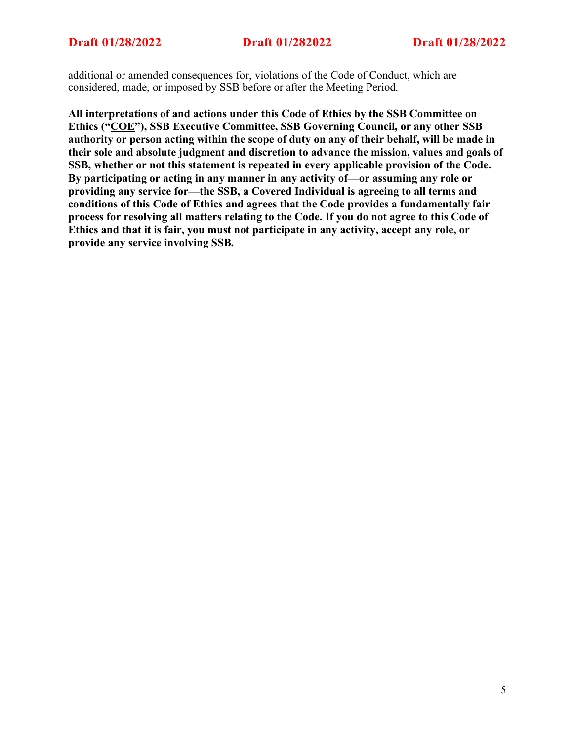additional or amended consequences for, violations of the Code of Conduct, which are considered, made, or imposed by SSB before or after the Meeting Period.

**All interpretations of and actions under this Code of Ethics by the SSB Committee on Ethics ("COE"), SSB Executive Committee, SSB Governing Council, or any other SSB authority or person acting within the scope of duty on any of their behalf, will be made in their sole and absolute judgment and discretion to advance the mission, values and goals of SSB, whether or not this statement is repeated in every applicable provision of the Code. By participating or acting in any manner in any activity of—or assuming any role or providing any service for—the SSB, a Covered Individual is agreeing to all terms and conditions of this Code of Ethics and agrees that the Code provides a fundamentally fair process for resolving all matters relating to the Code. If you do not agree to this Code of Ethics and that it is fair, you must not participate in any activity, accept any role, or provide any service involving SSB.**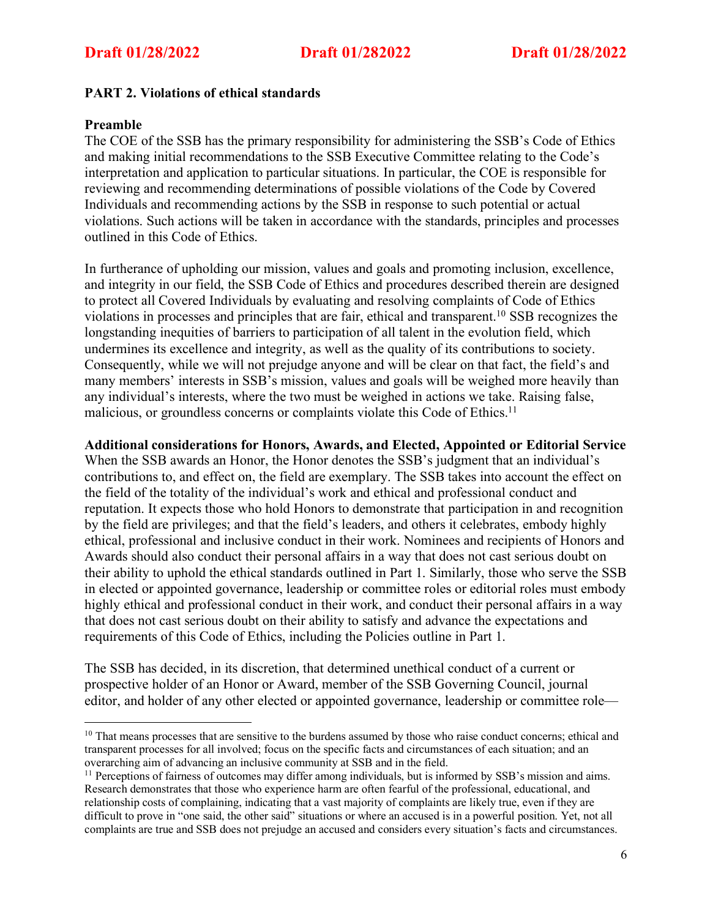## PART 2. Violations of ethical standards

### Preamble

The COE of the SSB has the primary responsibility for administering the SSB's Code of Ethics and making initial recommendations to the SSB Executive Committee relating to the Code's interpretation and application to particular situations. In particular, the COE is responsible for reviewing and recommending determinations of possible violations of the Code by Covered Individuals and recommending actions by the SSB in response to such potential or actual violations. Such actions will be taken in accordance with the standards, principles and processes outlined in this Code of Ethics.

In furtherance of upholding our mission, values and goals and promoting inclusion, excellence, and integrity in our field, the SSB Code of Ethics and procedures described therein are designed to protect all Covered Individuals by evaluating and resolving complaints of Code of Ethics violations in processes and principles that are fair, ethical and transparent.[10] SSB recognizes the longstanding inequities of barriers to participation of all talent in the evolution field, which undermines its excellence and integrity, as well as the quality of its contributions to society. Consequently, while we will not prejudge anyone and will be clear on that fact, the field's and many members' interests in SSB's mission, values and goals will be weighed more heavily than any individual's interests, where the two must be weighed in actions we take. Raising false, malicious, or groundless concerns or complaints violate this Code of Ethics.[11]

### Additional considerations for Honors, Awards, and Elected, Appointed or Editorial Service

When the SSB awards an Honor, the Honor denotes the SSB's judgment that an individual's contributions to, and effect on, the field are exemplary. The SSB takes into account the effect on the field of the totality of the individual's work and ethical and professional conduct and reputation. It expects those who hold Honors to demonstrate that participation in and recognition by the field are privileges; and that the field's leaders, and others it celebrates, embody highly ethical, professional and inclusive conduct in their work. Nominees and recipients of Honors and Awards should also conduct their personal affairs in a way that does not cast serious doubt on their ability to uphold the ethical standards outlined in Part 1. Similarly, those who serve the SSB in elected or appointed governance, leadership or committee roles or editorial roles must embody highly ethical and professional conduct in their work, and conduct their personal affairs in a way that does not cast serious doubt on their ability to satisfy and advance the expectations and requirements of this Code of Ethics, including the Policies outline in Part 1.

The SSB has decided, in its discretion, that determined unethical conduct of a current or prospective holder of an Honor or Award, member of the SSB Governing Council, journal editor, and holder of any other elected or appointed governance, leadership or committee role—

---

[10] That means processes that are sensitive to the burdens assumed by those who raise conduct concerns; ethical and transparent processes for all involved; focus on the specific facts and circumstances of each situation; and an overarching aim of advancing an inclusive community at SSB and in the field.

[11] Perceptions of fairness of outcomes may differ among individuals, but is informed by SSB's mission and aims. Research demonstrates that those who experience harm are often fearful of the professional, educational, and relationship costs of complaining, indicating that a vast majority of complaints are likely true, even if they are difficult to prove in "one said, the other said" situations or where an accused is in a powerful position. Yet, not all complaints are true and SSB does not prejudge an accused and considers every situation's facts and circumstances.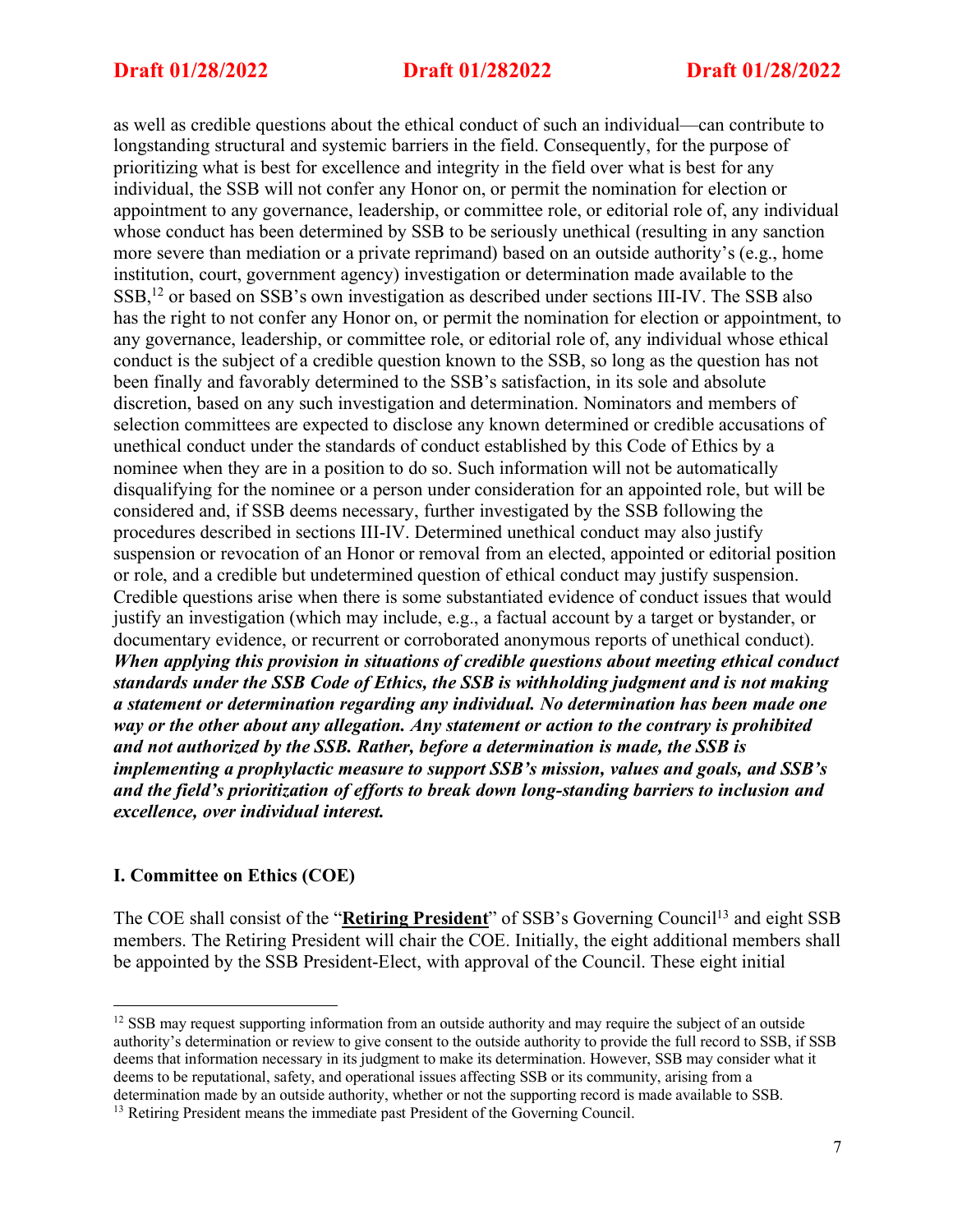as well as credible questions about the ethical conduct of such an individual—can contribute to longstanding structural and systemic barriers in the field. Consequently, for the purpose of prioritizing what is best for excellence and integrity in the field over what is best for any individual, the SSB will not confer any Honor on, or permit the nomination for election or appointment to any governance, leadership, or committee role, or editorial role of, any individual whose conduct has been determined by SSB to be seriously unethical (resulting in any sanction more severe than mediation or a private reprimand) based on an outside authority's (e.g., home institution, court, government agency) investigation or determination made available to the SSB,[12] or based on SSB's own investigation as described under sections III-IV. The SSB also has the right to not confer any Honor on, or permit the nomination for election or appointment, to any governance, leadership, or committee role, or editorial role of, any individual whose ethical conduct is the subject of a credible question known to the SSB, so long as the question has not been finally and favorably determined to the SSB's satisfaction, in its sole and absolute discretion, based on any such investigation and determination. Nominators and members of selection committees are expected to disclose any known determined or credible accusations of unethical conduct under the standards of conduct established by this Code of Ethics by a nominee when they are in a position to do so. Such information will not be automatically disqualifying for the nominee or a person under consideration for an appointed role, but will be considered and, if SSB deems necessary, further investigated by the SSB following the procedures described in sections III-IV. Determined unethical conduct may also justify suspension or revocation of an Honor or removal from an elected, appointed or editorial position or role, and a credible but undetermined question of ethical conduct may justify suspension. Credible questions arise when there is some substantiated evidence of conduct issues that would justify an investigation (which may include, e.g., a factual account by a target or bystander, or documentary evidence, or recurrent or corroborated anonymous reports of unethical conduct). ***When applying this provision in situations of credible questions about meeting ethical conduct standards under the SSB Code of Ethics, the SSB is withholding judgment and is not making a statement or determination regarding any individual. No determination has been made one way or the other about any allegation. Any statement or action to the contrary is prohibited and not authorized by the SSB. Rather, before a determination is made, the SSB is implementing a prophylactic measure to support SSB's mission, values and goals, and SSB's and the field's prioritization of efforts to break down long-standing barriers to inclusion and excellence, over individual interest.***

## I. Committee on Ethics (COE)

The COE shall consist of the "**<u>Retiring President</u>**" of SSB's Governing Council[13] and eight SSB members. The Retiring President will chair the COE. Initially, the eight additional members shall be appointed by the SSB President-Elect, with approval of the Council. These eight initial

---

[12] SSB may request supporting information from an outside authority and may require the subject of an outside authority's determination or review to give consent to the outside authority to provide the full record to SSB, if SSB deems that information necessary in its judgment to make its determination. However, SSB may consider what it deems to be reputational, safety, and operational issues affecting SSB or its community, arising from a determination made by an outside authority, whether or not the supporting record is made available to SSB.

[13] Retiring President means the immediate past President of the Governing Council.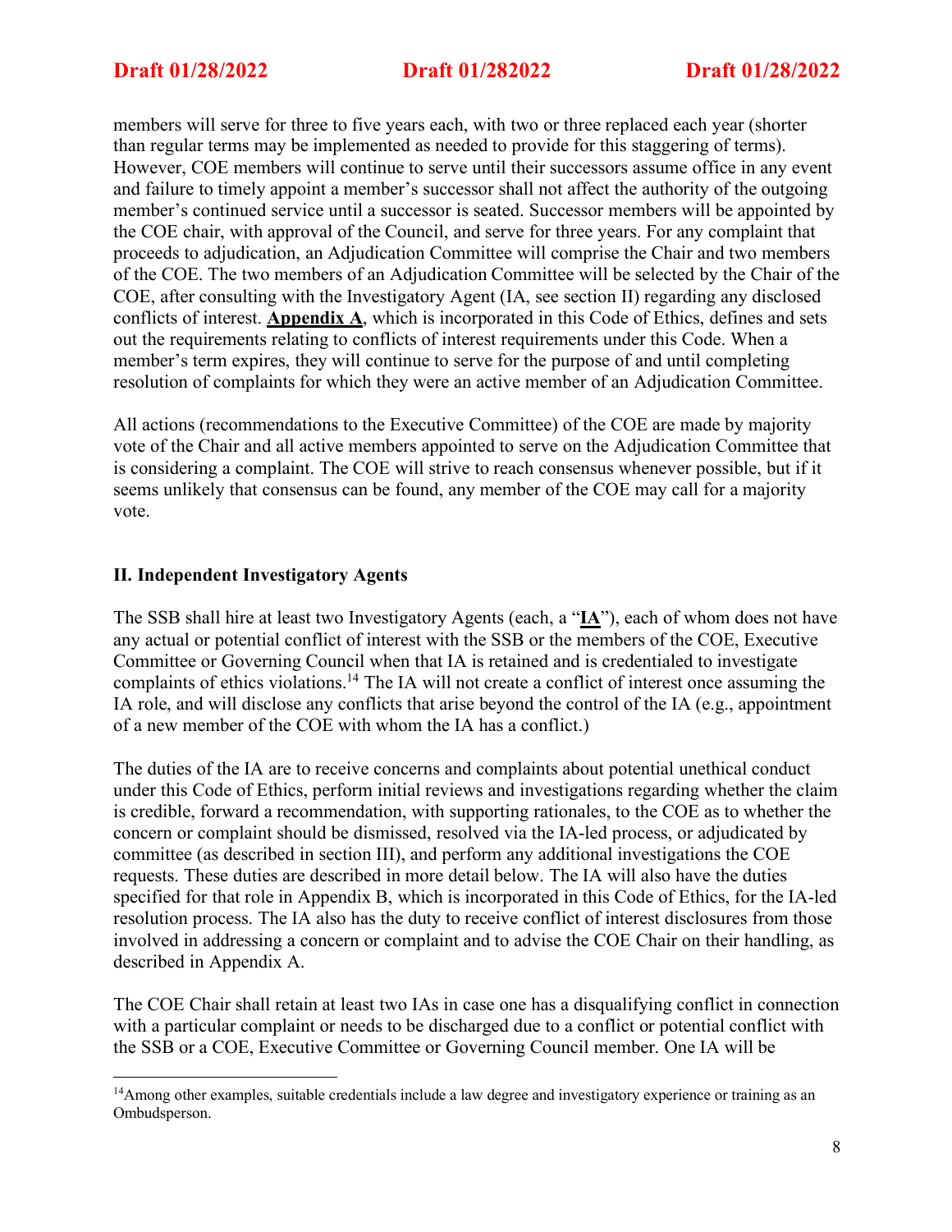members will serve for three to five years each, with two or three replaced each year (shorter than regular terms may be implemented as needed to provide for this staggering of terms). However, COE members will continue to serve until their successors assume office in any event and failure to timely appoint a member's successor shall not affect the authority of the outgoing member's continued service until a successor is seated. Successor members will be appointed by the COE chair, with approval of the Council, and serve for three years. For any complaint that proceeds to adjudication, an Adjudication Committee will comprise the Chair and two members of the COE. The two members of an Adjudication Committee will be selected by the Chair of the COE, after consulting with the Investigatory Agent (IA, see section II) regarding any disclosed conflicts of interest. **Appendix A**, which is incorporated in this Code of Ethics, defines and sets out the requirements relating to conflicts of interest requirements under this Code. When a member's term expires, they will continue to serve for the purpose of and until completing resolution of complaints for which they were an active member of an Adjudication Committee.

All actions (recommendations to the Executive Committee) of the COE are made by majority vote of the Chair and all active members appointed to serve on the Adjudication Committee that is considering a complaint. The COE will strive to reach consensus whenever possible, but if it seems unlikely that consensus can be found, any member of the COE may call for a majority vote.

## II. Independent Investigatory Agents

The SSB shall hire at least two Investigatory Agents (each, a "**IA**"), each of whom does not have any actual or potential conflict of interest with the SSB or the members of the COE, Executive Committee or Governing Council when that IA is retained and is credentialed to investigate complaints of ethics violations.[14] The IA will not create a conflict of interest once assuming the IA role, and will disclose any conflicts that arise beyond the control of the IA (e.g., appointment of a new member of the COE with whom the IA has a conflict.)

The duties of the IA are to receive concerns and complaints about potential unethical conduct under this Code of Ethics, perform initial reviews and investigations regarding whether the claim is credible, forward a recommendation, with supporting rationales, to the COE as to whether the concern or complaint should be dismissed, resolved via the IA-led process, or adjudicated by committee (as described in section III), and perform any additional investigations the COE requests. These duties are described in more detail below. The IA will also have the duties specified for that role in Appendix B, which is incorporated in this Code of Ethics, for the IA-led resolution process. The IA also has the duty to receive conflict of interest disclosures from those involved in addressing a concern or complaint and to advise the COE Chair on their handling, as described in Appendix A.

The COE Chair shall retain at least two IAs in case one has a disqualifying conflict in connection with a particular complaint or needs to be discharged due to a conflict or potential conflict with the SSB or a COE, Executive Committee or Governing Council member. One IA will be

[14] Among other examples, suitable credentials include a law degree and investigatory experience or training as an Ombudsperson.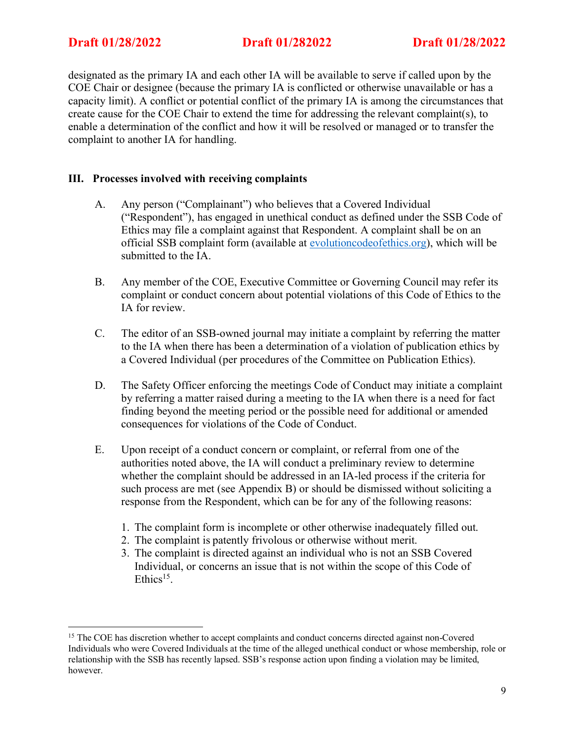designated as the primary IA and each other IA will be available to serve if called upon by the COE Chair or designee (because the primary IA is conflicted or otherwise unavailable or has a capacity limit). A conflict or potential conflict of the primary IA is among the circumstances that create cause for the COE Chair to extend the time for addressing the relevant complaint(s), to enable a determination of the conflict and how it will be resolved or managed or to transfer the complaint to another IA for handling.

## III. Processes involved with receiving complaints

A. Any person ("Complainant") who believes that a Covered Individual ("Respondent"), has engaged in unethical conduct as defined under the SSB Code of Ethics may file a complaint against that Respondent. A complaint shall be on an official SSB complaint form (available at evolutioncodeofethics.org), which will be submitted to the IA.

B. Any member of the COE, Executive Committee or Governing Council may refer its complaint or conduct concern about potential violations of this Code of Ethics to the IA for review.

C. The editor of an SSB-owned journal may initiate a complaint by referring the matter to the IA when there has been a determination of a violation of publication ethics by a Covered Individual (per procedures of the Committee on Publication Ethics).

D. The Safety Officer enforcing the meetings Code of Conduct may initiate a complaint by referring a matter raised during a meeting to the IA when there is a need for fact finding beyond the meeting period or the possible need for additional or amended consequences for violations of the Code of Conduct.

E. Upon receipt of a conduct concern or complaint, or referral from one of the authorities noted above, the IA will conduct a preliminary review to determine whether the complaint should be addressed in an IA-led process if the criteria for such process are met (see Appendix B) or should be dismissed without soliciting a response from the Respondent, which can be for any of the following reasons:

   1. The complaint form is incomplete or other otherwise inadequately filled out.
   2. The complaint is patently frivolous or otherwise without merit.
   3. The complaint is directed against an individual who is not an SSB Covered Individual, or concerns an issue that is not within the scope of this Code of Ethics[15].

[15] The COE has discretion whether to accept complaints and conduct concerns directed against non-Covered Individuals who were Covered Individuals at the time of the alleged unethical conduct or whose membership, role or relationship with the SSB has recently lapsed. SSB's response action upon finding a violation may be limited, however.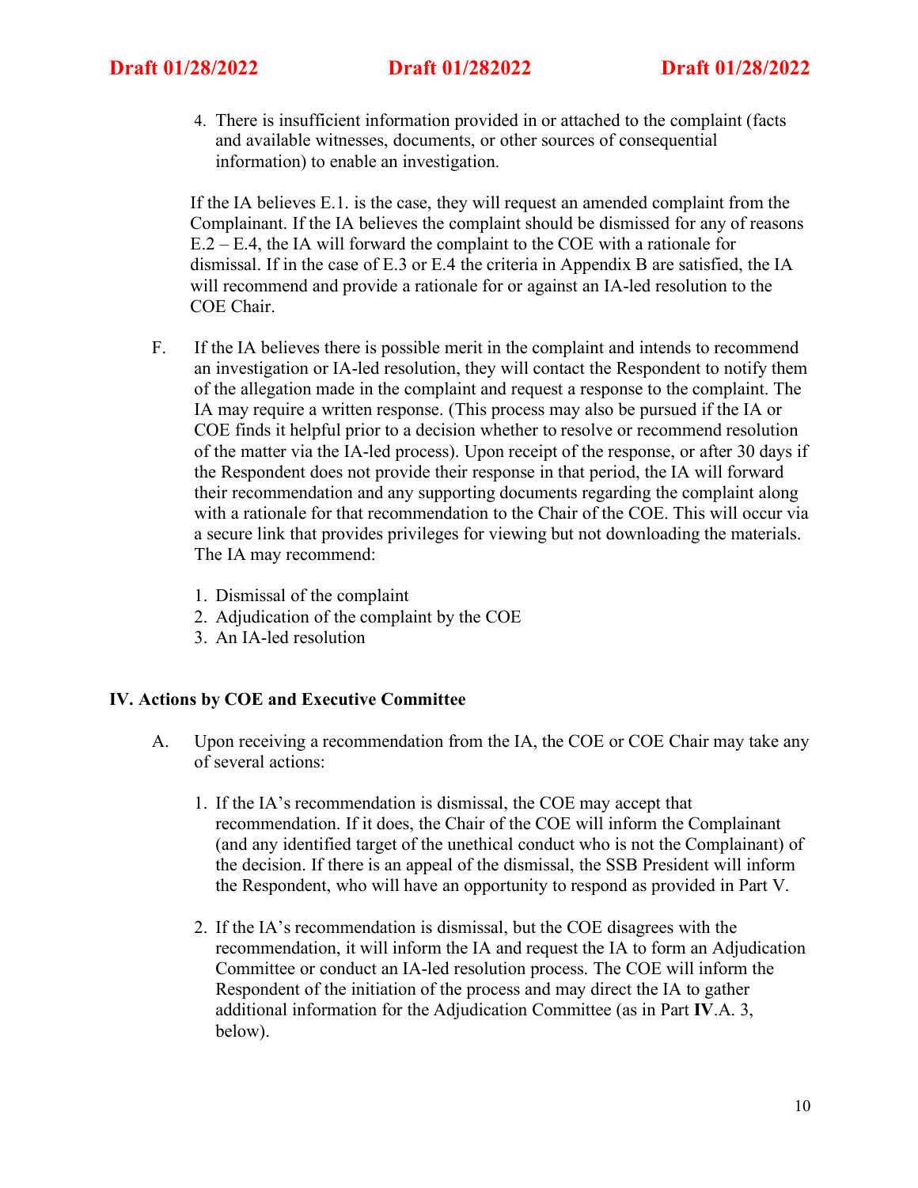4. There is insufficient information provided in or attached to the complaint (facts and available witnesses, documents, or other sources of consequential information) to enable an investigation.

If the IA believes E.1. is the case, they will request an amended complaint from the Complainant. If the IA believes the complaint should be dismissed for any of reasons E.2 – E.4, the IA will forward the complaint to the COE with a rationale for dismissal. If in the case of E.3 or E.4 the criteria in Appendix B are satisfied, the IA will recommend and provide a rationale for or against an IA-led resolution to the COE Chair.

F. If the IA believes there is possible merit in the complaint and intends to recommend an investigation or IA-led resolution, they will contact the Respondent to notify them of the allegation made in the complaint and request a response to the complaint. The IA may require a written response. (This process may also be pursued if the IA or COE finds it helpful prior to a decision whether to resolve or recommend resolution of the matter via the IA-led process). Upon receipt of the response, or after 30 days if the Respondent does not provide their response in that period, the IA will forward their recommendation and any supporting documents regarding the complaint along with a rationale for that recommendation to the Chair of the COE. This will occur via a secure link that provides privileges for viewing but not downloading the materials. The IA may recommend:

1. Dismissal of the complaint
2. Adjudication of the complaint by the COE
3. An IA-led resolution

## IV. Actions by COE and Executive Committee

A. Upon receiving a recommendation from the IA, the COE or COE Chair may take any of several actions:

1. If the IA's recommendation is dismissal, the COE may accept that recommendation. If it does, the Chair of the COE will inform the Complainant (and any identified target of the unethical conduct who is not the Complainant) of the decision. If there is an appeal of the dismissal, the SSB President will inform the Respondent, who will have an opportunity to respond as provided in Part V.

2. If the IA's recommendation is dismissal, but the COE disagrees with the recommendation, it will inform the IA and request the IA to form an Adjudication Committee or conduct an IA-led resolution process. The COE will inform the Respondent of the initiation of the process and may direct the IA to gather additional information for the Adjudication Committee (as in Part **IV**.A. 3, below).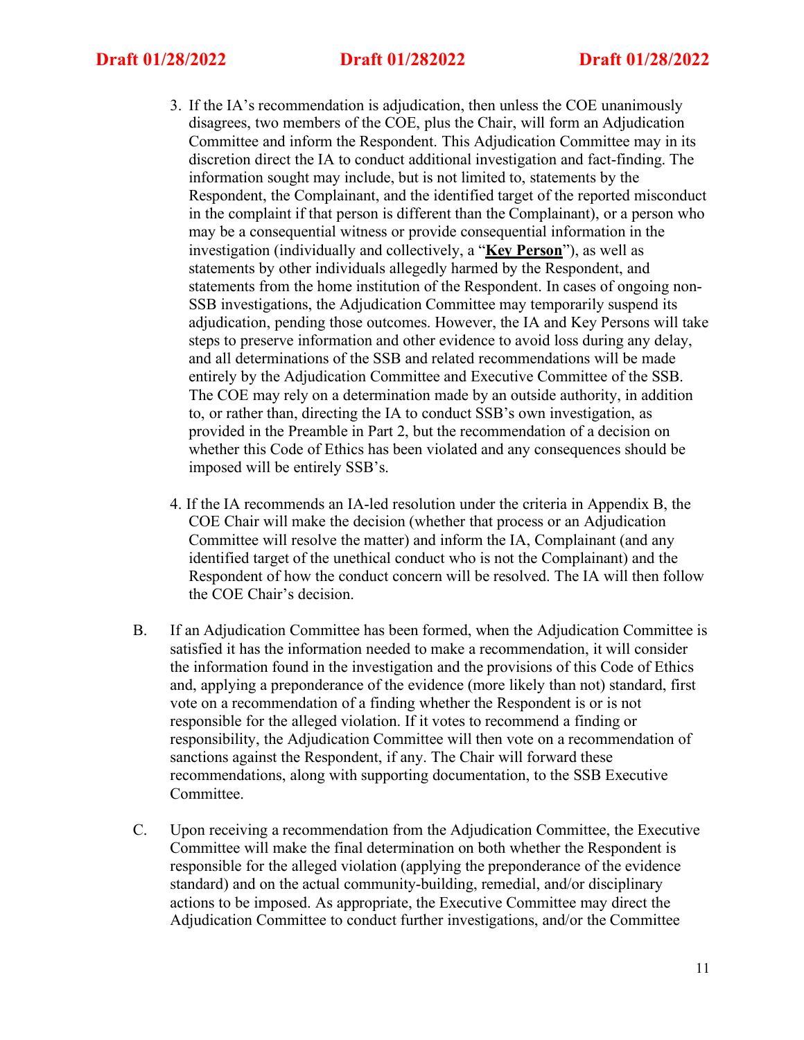3. If the IA's recommendation is adjudication, then unless the COE unanimously disagrees, two members of the COE, plus the Chair, will form an Adjudication Committee and inform the Respondent. This Adjudication Committee may in its discretion direct the IA to conduct additional investigation and fact-finding. The information sought may include, but is not limited to, statements by the Respondent, the Complainant, and the identified target of the reported misconduct in the complaint if that person is different than the Complainant), or a person who may be a consequential witness or provide consequential information in the investigation (individually and collectively, a "**Key Person**"), as well as statements by other individuals allegedly harmed by the Respondent, and statements from the home institution of the Respondent. In cases of ongoing non-SSB investigations, the Adjudication Committee may temporarily suspend its adjudication, pending those outcomes. However, the IA and Key Persons will take steps to preserve information and other evidence to avoid loss during any delay, and all determinations of the SSB and related recommendations will be made entirely by the Adjudication Committee and Executive Committee of the SSB. The COE may rely on a determination made by an outside authority, in addition to, or rather than, directing the IA to conduct SSB's own investigation, as provided in the Preamble in Part 2, but the recommendation of a decision on whether this Code of Ethics has been violated and any consequences should be imposed will be entirely SSB's.

4. If the IA recommends an IA-led resolution under the criteria in Appendix B, the COE Chair will make the decision (whether that process or an Adjudication Committee will resolve the matter) and inform the IA, Complainant (and any identified target of the unethical conduct who is not the Complainant) and the Respondent of how the conduct concern will be resolved. The IA will then follow the COE Chair's decision.

B. If an Adjudication Committee has been formed, when the Adjudication Committee is satisfied it has the information needed to make a recommendation, it will consider the information found in the investigation and the provisions of this Code of Ethics and, applying a preponderance of the evidence (more likely than not) standard, first vote on a recommendation of a finding whether the Respondent is or is not responsible for the alleged violation. If it votes to recommend a finding or responsibility, the Adjudication Committee will then vote on a recommendation of sanctions against the Respondent, if any. The Chair will forward these recommendations, along with supporting documentation, to the SSB Executive Committee.

C. Upon receiving a recommendation from the Adjudication Committee, the Executive Committee will make the final determination on both whether the Respondent is responsible for the alleged violation (applying the preponderance of the evidence standard) and on the actual community-building, remedial, and/or disciplinary actions to be imposed. As appropriate, the Executive Committee may direct the Adjudication Committee to conduct further investigations, and/or the Committee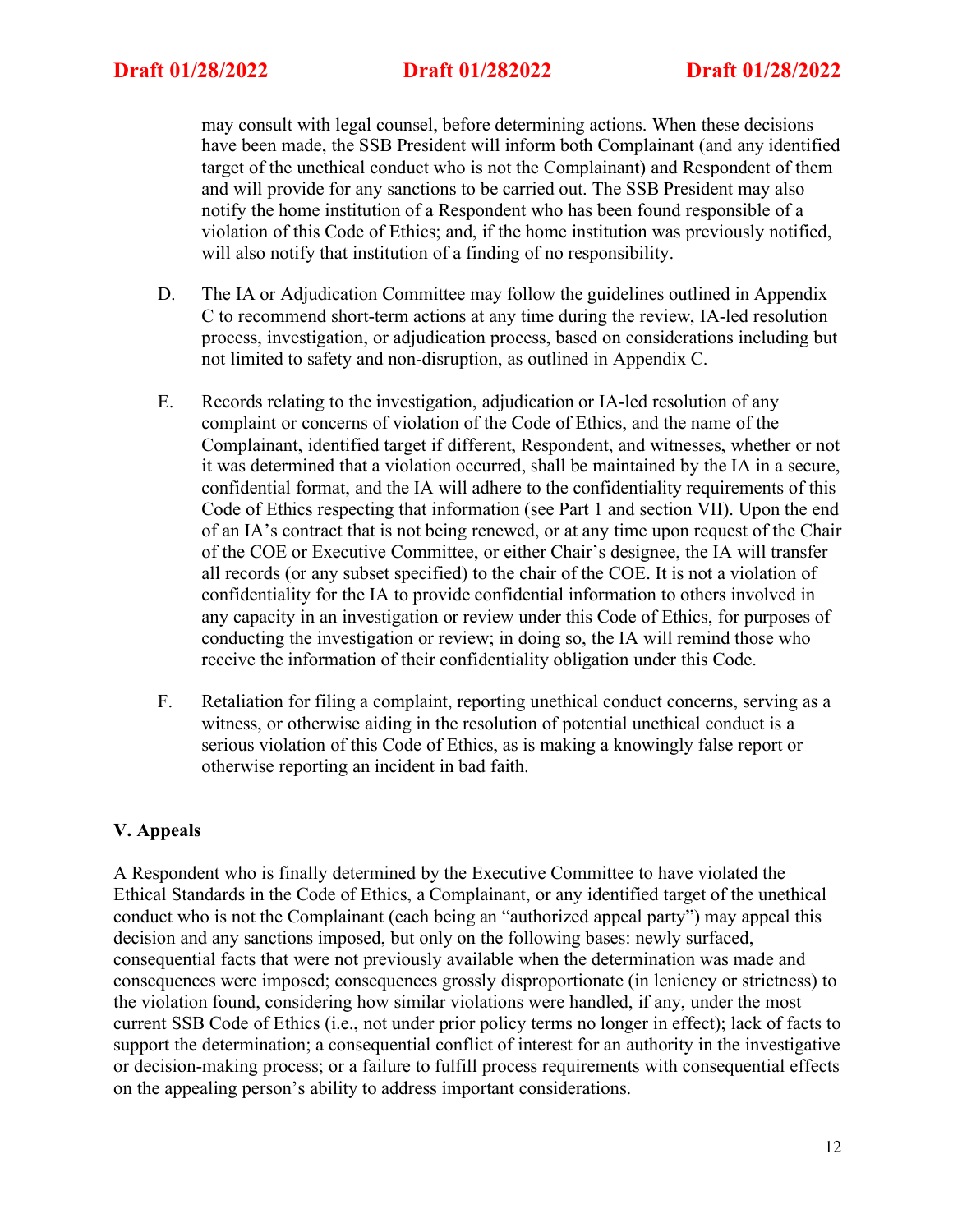may consult with legal counsel, before determining actions. When these decisions have been made, the SSB President will inform both Complainant (and any identified target of the unethical conduct who is not the Complainant) and Respondent of them and will provide for any sanctions to be carried out. The SSB President may also notify the home institution of a Respondent who has been found responsible of a violation of this Code of Ethics; and, if the home institution was previously notified, will also notify that institution of a finding of no responsibility.

D. The IA or Adjudication Committee may follow the guidelines outlined in Appendix C to recommend short-term actions at any time during the review, IA-led resolution process, investigation, or adjudication process, based on considerations including but not limited to safety and non-disruption, as outlined in Appendix C.

E. Records relating to the investigation, adjudication or IA-led resolution of any complaint or concerns of violation of the Code of Ethics, and the name of the Complainant, identified target if different, Respondent, and witnesses, whether or not it was determined that a violation occurred, shall be maintained by the IA in a secure, confidential format, and the IA will adhere to the confidentiality requirements of this Code of Ethics respecting that information (see Part 1 and section VII). Upon the end of an IA's contract that is not being renewed, or at any time upon request of the Chair of the COE or Executive Committee, or either Chair's designee, the IA will transfer all records (or any subset specified) to the chair of the COE. It is not a violation of confidentiality for the IA to provide confidential information to others involved in any capacity in an investigation or review under this Code of Ethics, for purposes of conducting the investigation or review; in doing so, the IA will remind those who receive the information of their confidentiality obligation under this Code.

F. Retaliation for filing a complaint, reporting unethical conduct concerns, serving as a witness, or otherwise aiding in the resolution of potential unethical conduct is a serious violation of this Code of Ethics, as is making a knowingly false report or otherwise reporting an incident in bad faith.

## V. Appeals

A Respondent who is finally determined by the Executive Committee to have violated the Ethical Standards in the Code of Ethics, a Complainant, or any identified target of the unethical conduct who is not the Complainant (each being an "authorized appeal party") may appeal this decision and any sanctions imposed, but only on the following bases: newly surfaced, consequential facts that were not previously available when the determination was made and consequences were imposed; consequences grossly disproportionate (in leniency or strictness) to the violation found, considering how similar violations were handled, if any, under the most current SSB Code of Ethics (i.e., not under prior policy terms no longer in effect); lack of facts to support the determination; a consequential conflict of interest for an authority in the investigative or decision-making process; or a failure to fulfill process requirements with consequential effects on the appealing person's ability to address important considerations.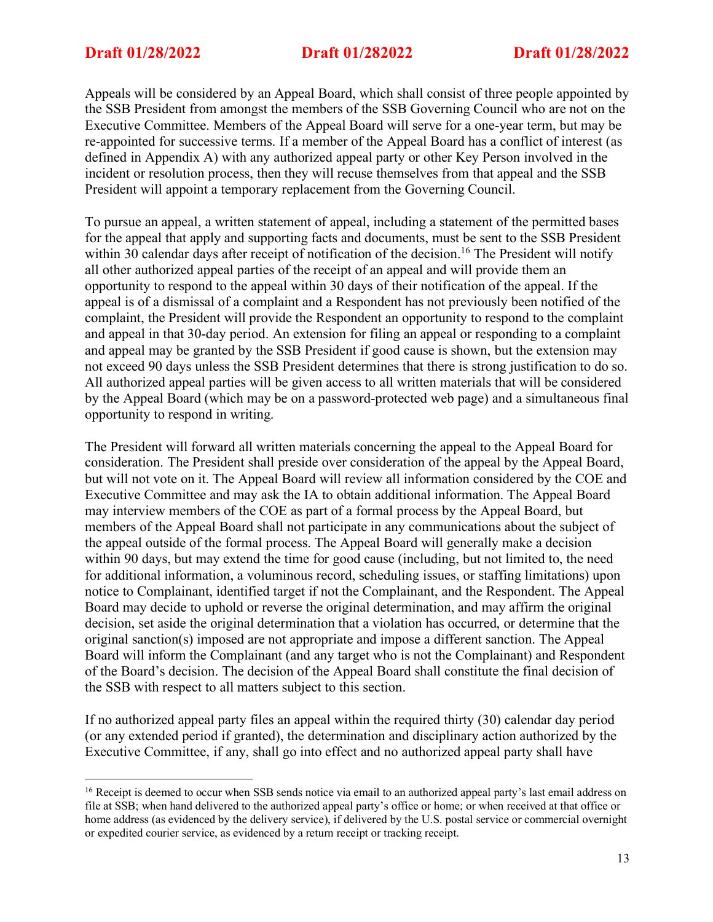Appeals will be considered by an Appeal Board, which shall consist of three people appointed by the SSB President from amongst the members of the SSB Governing Council who are not on the Executive Committee. Members of the Appeal Board will serve for a one-year term, but may be re-appointed for successive terms. If a member of the Appeal Board has a conflict of interest (as defined in Appendix A) with any authorized appeal party or other Key Person involved in the incident or resolution process, then they will recuse themselves from that appeal and the SSB President will appoint a temporary replacement from the Governing Council.

To pursue an appeal, a written statement of appeal, including a statement of the permitted bases for the appeal that apply and supporting facts and documents, must be sent to the SSB President within 30 calendar days after receipt of notification of the decision.[16] The President will notify all other authorized appeal parties of the receipt of an appeal and will provide them an opportunity to respond to the appeal within 30 days of their notification of the appeal. If the appeal is of a dismissal of a complaint and a Respondent has not previously been notified of the complaint, the President will provide the Respondent an opportunity to respond to the complaint and appeal in that 30-day period. An extension for filing an appeal or responding to a complaint and appeal may be granted by the SSB President if good cause is shown, but the extension may not exceed 90 days unless the SSB President determines that there is strong justification to do so. All authorized appeal parties will be given access to all written materials that will be considered by the Appeal Board (which may be on a password-protected web page) and a simultaneous final opportunity to respond in writing.

The President will forward all written materials concerning the appeal to the Appeal Board for consideration. The President shall preside over consideration of the appeal by the Appeal Board, but will not vote on it. The Appeal Board will review all information considered by the COE and Executive Committee and may ask the IA to obtain additional information. The Appeal Board may interview members of the COE as part of a formal process by the Appeal Board, but members of the Appeal Board shall not participate in any communications about the subject of the appeal outside of the formal process. The Appeal Board will generally make a decision within 90 days, but may extend the time for good cause (including, but not limited to, the need for additional information, a voluminous record, scheduling issues, or staffing limitations) upon notice to Complainant, identified target if not the Complainant, and the Respondent. The Appeal Board may decide to uphold or reverse the original determination, and may affirm the original decision, set aside the original determination that a violation has occurred, or determine that the original sanction(s) imposed are not appropriate and impose a different sanction. The Appeal Board will inform the Complainant (and any target who is not the Complainant) and Respondent of the Board's decision. The decision of the Appeal Board shall constitute the final decision of the SSB with respect to all matters subject to this section.

If no authorized appeal party files an appeal within the required thirty (30) calendar day period (or any extended period if granted), the determination and disciplinary action authorized by the Executive Committee, if any, shall go into effect and no authorized appeal party shall have

[16] Receipt is deemed to occur when SSB sends notice via email to an authorized appeal party's last email address on file at SSB; when hand delivered to the authorized appeal party's office or home; or when received at that office or home address (as evidenced by the delivery service), if delivered by the U.S. postal service or commercial overnight or expedited courier service, as evidenced by a return receipt or tracking receipt.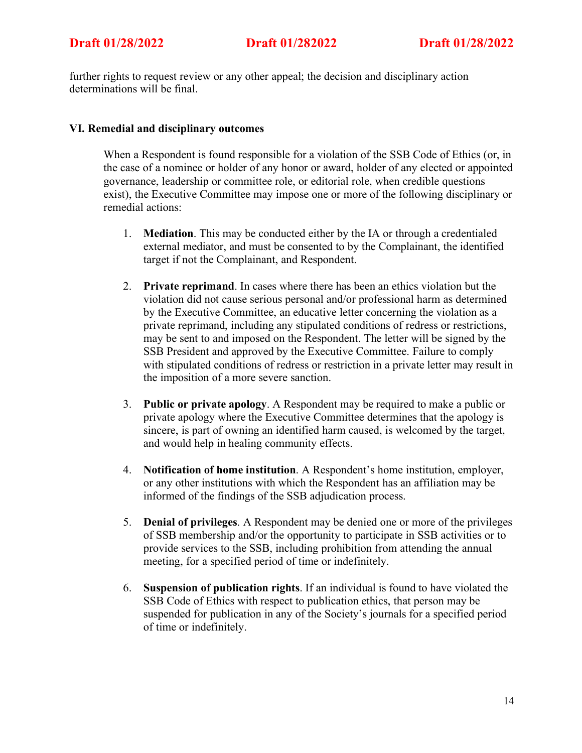further rights to request review or any other appeal; the decision and disciplinary action determinations will be final.

### VI. Remedial and disciplinary outcomes

When a Respondent is found responsible for a violation of the SSB Code of Ethics (or, in the case of a nominee or holder of any honor or award, holder of any elected or appointed governance, leadership or committee role, or editorial role, when credible questions exist), the Executive Committee may impose one or more of the following disciplinary or remedial actions:

1. **Mediation**. This may be conducted either by the IA or through a credentialed external mediator, and must be consented to by the Complainant, the identified target if not the Complainant, and Respondent.

2. **Private reprimand**. In cases where there has been an ethics violation but the violation did not cause serious personal and/or professional harm as determined by the Executive Committee, an educative letter concerning the violation as a private reprimand, including any stipulated conditions of redress or restrictions, may be sent to and imposed on the Respondent. The letter will be signed by the SSB President and approved by the Executive Committee. Failure to comply with stipulated conditions of redress or restriction in a private letter may result in the imposition of a more severe sanction.

3. **Public or private apology**. A Respondent may be required to make a public or private apology where the Executive Committee determines that the apology is sincere, is part of owning an identified harm caused, is welcomed by the target, and would help in healing community effects.

4. **Notification of home institution**. A Respondent's home institution, employer, or any other institutions with which the Respondent has an affiliation may be informed of the findings of the SSB adjudication process.

5. **Denial of privileges**. A Respondent may be denied one or more of the privileges of SSB membership and/or the opportunity to participate in SSB activities or to provide services to the SSB, including prohibition from attending the annual meeting, for a specified period of time or indefinitely.

6. **Suspension of publication rights**. If an individual is found to have violated the SSB Code of Ethics with respect to publication ethics, that person may be suspended for publication in any of the Society's journals for a specified period of time or indefinitely.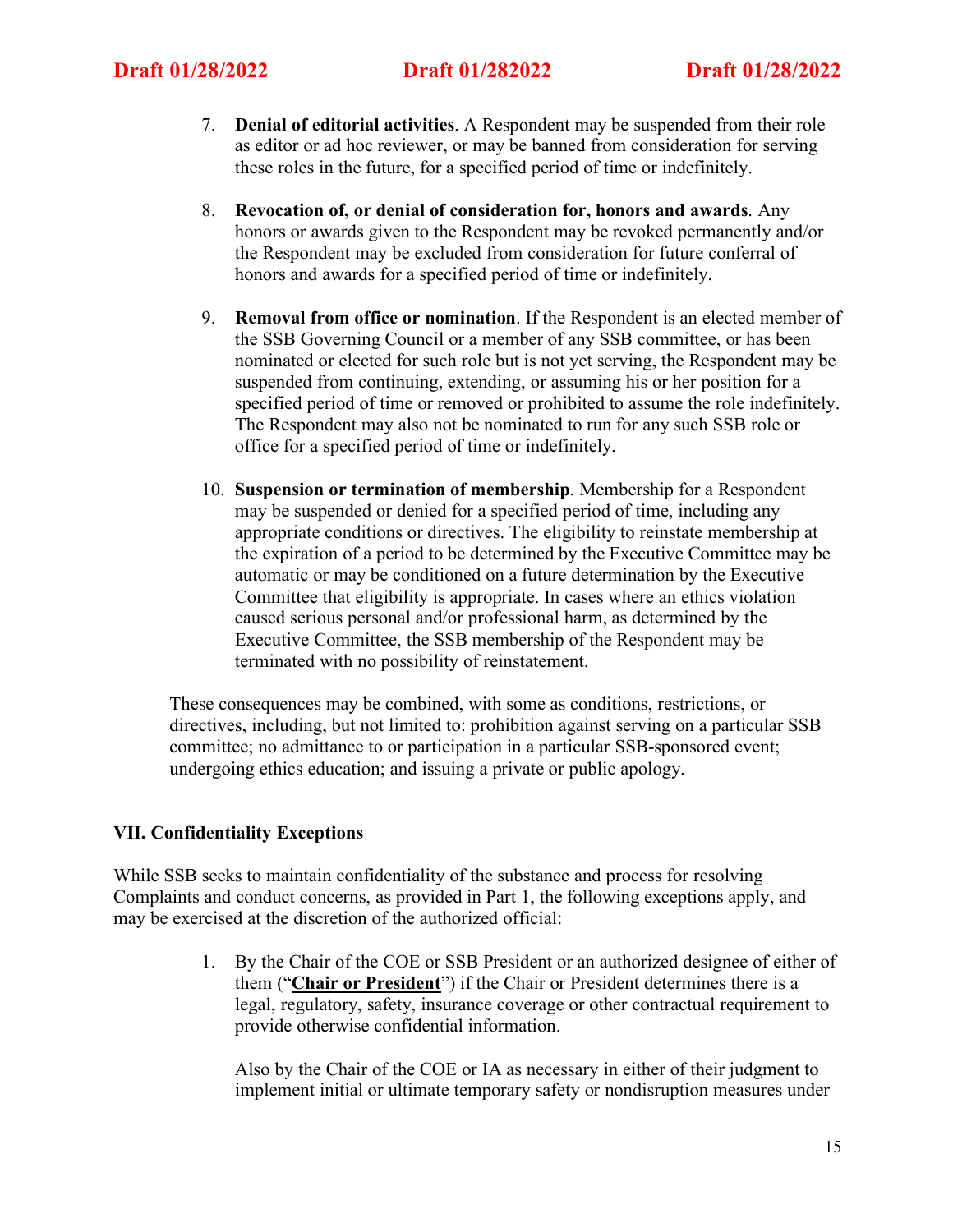7. **Denial of editorial activities**. A Respondent may be suspended from their role as editor or ad hoc reviewer, or may be banned from consideration for serving these roles in the future, for a specified period of time or indefinitely.

8. **Revocation of, or denial of consideration for, honors and awards**. Any honors or awards given to the Respondent may be revoked permanently and/or the Respondent may be excluded from consideration for future conferral of honors and awards for a specified period of time or indefinitely.

9. **Removal from office or nomination**. If the Respondent is an elected member of the SSB Governing Council or a member of any SSB committee, or has been nominated or elected for such role but is not yet serving, the Respondent may be suspended from continuing, extending, or assuming his or her position for a specified period of time or removed or prohibited to assume the role indefinitely. The Respondent may also not be nominated to run for any such SSB role or office for a specified period of time or indefinitely.

10. **Suspension or termination of membership**. Membership for a Respondent may be suspended or denied for a specified period of time, including any appropriate conditions or directives. The eligibility to reinstate membership at the expiration of a period to be determined by the Executive Committee may be automatic or may be conditioned on a future determination by the Executive Committee that eligibility is appropriate. In cases where an ethics violation caused serious personal and/or professional harm, as determined by the Executive Committee, the SSB membership of the Respondent may be terminated with no possibility of reinstatement.

These consequences may be combined, with some as conditions, restrictions, or directives, including, but not limited to: prohibition against serving on a particular SSB committee; no admittance to or participation in a particular SSB-sponsored event; undergoing ethics education; and issuing a private or public apology.

### VII. Confidentiality Exceptions

While SSB seeks to maintain confidentiality of the substance and process for resolving Complaints and conduct concerns, as provided in Part 1, the following exceptions apply, and may be exercised at the discretion of the authorized official:

1. By the Chair of the COE or SSB President or an authorized designee of either of them ("**Chair or President**") if the Chair or President determines there is a legal, regulatory, safety, insurance coverage or other contractual requirement to provide otherwise confidential information.

   Also by the Chair of the COE or IA as necessary in either of their judgment to implement initial or ultimate temporary safety or nondisruption measures under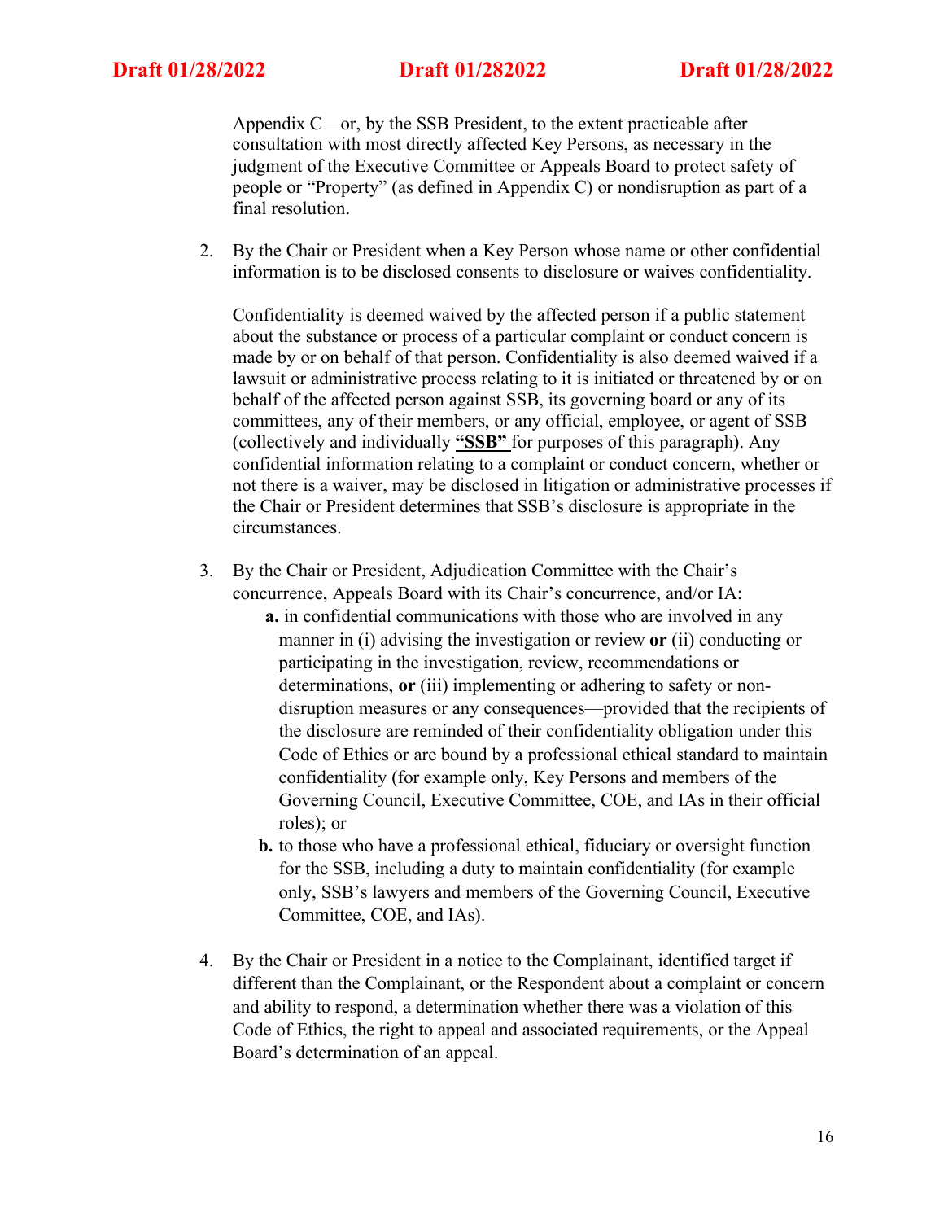Appendix C—or, by the SSB President, to the extent practicable after consultation with most directly affected Key Persons, as necessary in the judgment of the Executive Committee or Appeals Board to protect safety of people or "Property" (as defined in Appendix C) or nondisruption as part of a final resolution.

2. By the Chair or President when a Key Person whose name or other confidential information is to be disclosed consents to disclosure or waives confidentiality.

   Confidentiality is deemed waived by the affected person if a public statement about the substance or process of a particular complaint or conduct concern is made by or on behalf of that person. Confidentiality is also deemed waived if a lawsuit or administrative process relating to it is initiated or threatened by or on behalf of the affected person against SSB, its governing board or any of its committees, any of their members, or any official, employee, or agent of SSB (collectively and individually <u>**"SSB"**</u> for purposes of this paragraph). Any confidential information relating to a complaint or conduct concern, whether or not there is a waiver, may be disclosed in litigation or administrative processes if the Chair or President determines that SSB's disclosure is appropriate in the circumstances.

3. By the Chair or President, Adjudication Committee with the Chair's concurrence, Appeals Board with its Chair's concurrence, and/or IA:
   - **a.** in confidential communications with those who are involved in any manner in (i) advising the investigation or review **or** (ii) conducting or participating in the investigation, review, recommendations or determinations, **or** (iii) implementing or adhering to safety or non-disruption measures or any consequences—provided that the recipients of the disclosure are reminded of their confidentiality obligation under this Code of Ethics or are bound by a professional ethical standard to maintain confidentiality (for example only, Key Persons and members of the Governing Council, Executive Committee, COE, and IAs in their official roles); or
   - **b.** to those who have a professional ethical, fiduciary or oversight function for the SSB, including a duty to maintain confidentiality (for example only, SSB's lawyers and members of the Governing Council, Executive Committee, COE, and IAs).

4. By the Chair or President in a notice to the Complainant, identified target if different than the Complainant, or the Respondent about a complaint or concern and ability to respond, a determination whether there was a violation of this Code of Ethics, the right to appeal and associated requirements, or the Appeal Board's determination of an appeal.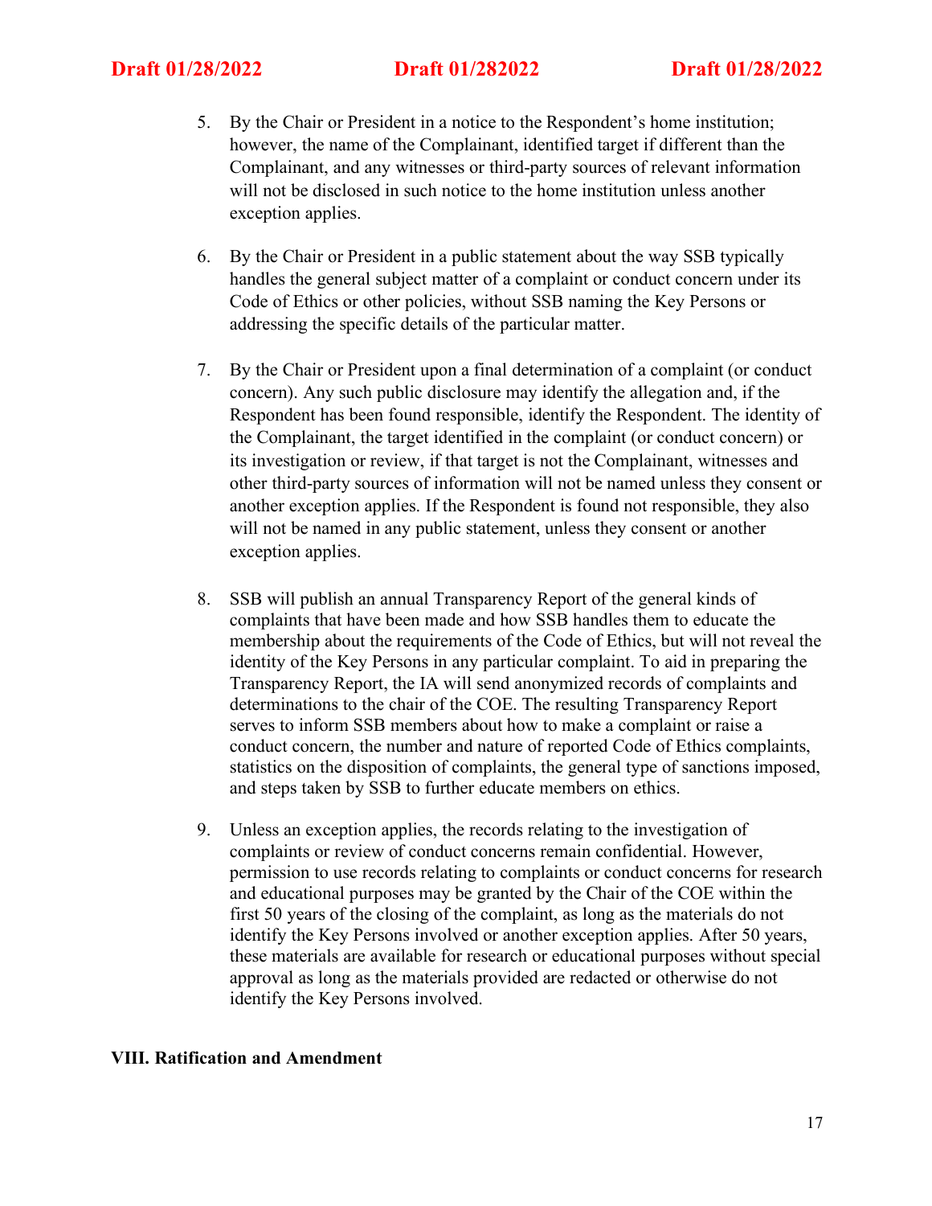5. By the Chair or President in a notice to the Respondent's home institution; however, the name of the Complainant, identified target if different than the Complainant, and any witnesses or third-party sources of relevant information will not be disclosed in such notice to the home institution unless another exception applies.

6. By the Chair or President in a public statement about the way SSB typically handles the general subject matter of a complaint or conduct concern under its Code of Ethics or other policies, without SSB naming the Key Persons or addressing the specific details of the particular matter.

7. By the Chair or President upon a final determination of a complaint (or conduct concern). Any such public disclosure may identify the allegation and, if the Respondent has been found responsible, identify the Respondent. The identity of the Complainant, the target identified in the complaint (or conduct concern) or its investigation or review, if that target is not the Complainant, witnesses and other third-party sources of information will not be named unless they consent or another exception applies. If the Respondent is found not responsible, they also will not be named in any public statement, unless they consent or another exception applies.

8. SSB will publish an annual Transparency Report of the general kinds of complaints that have been made and how SSB handles them to educate the membership about the requirements of the Code of Ethics, but will not reveal the identity of the Key Persons in any particular complaint. To aid in preparing the Transparency Report, the IA will send anonymized records of complaints and determinations to the chair of the COE. The resulting Transparency Report serves to inform SSB members about how to make a complaint or raise a conduct concern, the number and nature of reported Code of Ethics complaints, statistics on the disposition of complaints, the general type of sanctions imposed, and steps taken by SSB to further educate members on ethics.

9. Unless an exception applies, the records relating to the investigation of complaints or review of conduct concerns remain confidential. However, permission to use records relating to complaints or conduct concerns for research and educational purposes may be granted by the Chair of the COE within the first 50 years of the closing of the complaint, as long as the materials do not identify the Key Persons involved or another exception applies. After 50 years, these materials are available for research or educational purposes without special approval as long as the materials provided are redacted or otherwise do not identify the Key Persons involved.

## VIII. Ratification and Amendment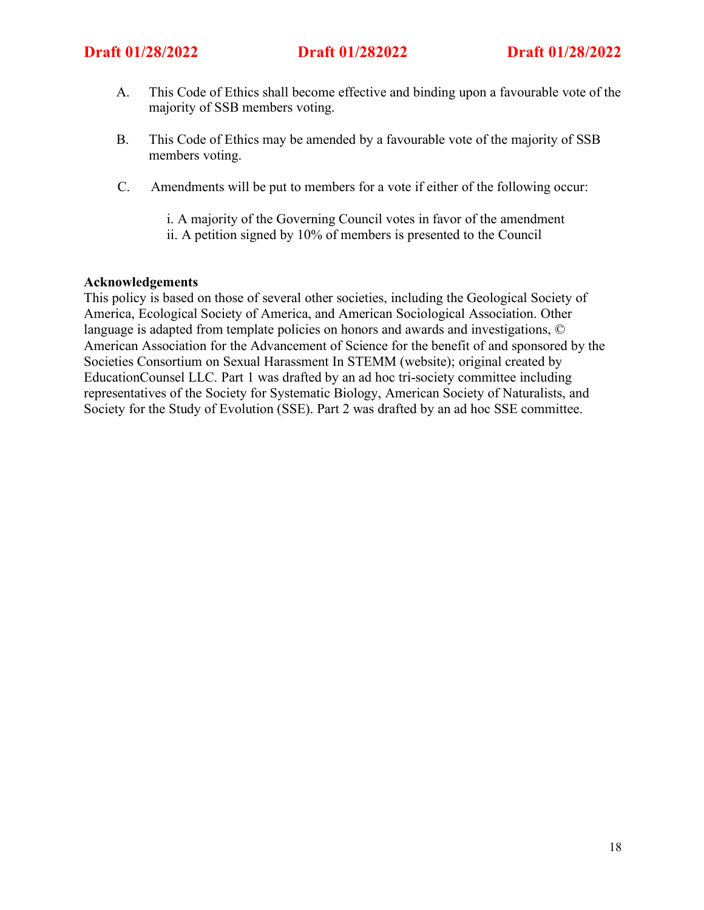A. This Code of Ethics shall become effective and binding upon a favourable vote of the majority of SSB members voting.

B. This Code of Ethics may be amended by a favourable vote of the majority of SSB members voting.

C. Amendments will be put to members for a vote if either of the following occur:

   i. A majority of the Governing Council votes in favor of the amendment
   ii. A petition signed by 10% of members is presented to the Council

**Acknowledgements**

This policy is based on those of several other societies, including the Geological Society of America, Ecological Society of America, and American Sociological Association. Other language is adapted from template policies on honors and awards and investigations, © American Association for the Advancement of Science for the benefit of and sponsored by the Societies Consortium on Sexual Harassment In STEMM (website); original created by EducationCounsel LLC. Part 1 was drafted by an ad hoc tri-society committee including representatives of the Society for Systematic Biology, American Society of Naturalists, and Society for the Study of Evolution (SSE). Part 2 was drafted by an ad hoc SSE committee.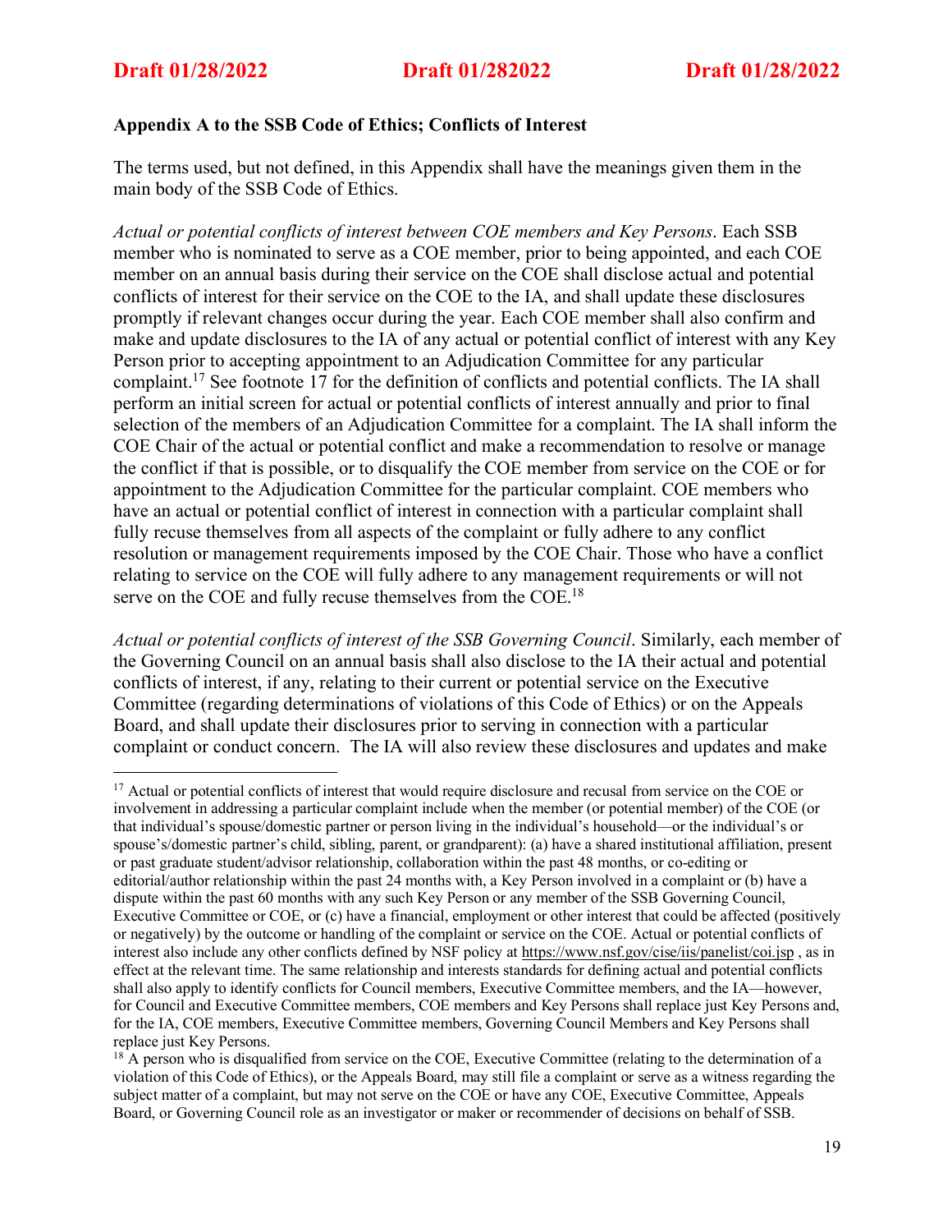**Appendix A to the SSB Code of Ethics; Conflicts of Interest**

The terms used, but not defined, in this Appendix shall have the meanings given them in the main body of the SSB Code of Ethics.

*Actual or potential conflicts of interest between COE members and Key Persons*. Each SSB member who is nominated to serve as a COE member, prior to being appointed, and each COE member on an annual basis during their service on the COE shall disclose actual and potential conflicts of interest for their service on the COE to the IA, and shall update these disclosures promptly if relevant changes occur during the year. Each COE member shall also confirm and make and update disclosures to the IA of any actual or potential conflict of interest with any Key Person prior to accepting appointment to an Adjudication Committee for any particular complaint.[17] See footnote 17 for the definition of conflicts and potential conflicts. The IA shall perform an initial screen for actual or potential conflicts of interest annually and prior to final selection of the members of an Adjudication Committee for a complaint. The IA shall inform the COE Chair of the actual or potential conflict and make a recommendation to resolve or manage the conflict if that is possible, or to disqualify the COE member from service on the COE or for appointment to the Adjudication Committee for the particular complaint. COE members who have an actual or potential conflict of interest in connection with a particular complaint shall fully recuse themselves from all aspects of the complaint or fully adhere to any conflict resolution or management requirements imposed by the COE Chair. Those who have a conflict relating to service on the COE will fully adhere to any management requirements or will not serve on the COE and fully recuse themselves from the COE.[18]

*Actual or potential conflicts of interest of the SSB Governing Council*. Similarly, each member of the Governing Council on an annual basis shall also disclose to the IA their actual and potential conflicts of interest, if any, relating to their current or potential service on the Executive Committee (regarding determinations of violations of this Code of Ethics) or on the Appeals Board, and shall update their disclosures prior to serving in connection with a particular complaint or conduct concern. The IA will also review these disclosures and updates and make

---

[17] Actual or potential conflicts of interest that would require disclosure and recusal from service on the COE or involvement in addressing a particular complaint include when the member (or potential member) of the COE (or that individual's spouse/domestic partner or person living in the individual's household—or the individual's or spouse's/domestic partner's child, sibling, parent, or grandparent): (a) have a shared institutional affiliation, present or past graduate student/advisor relationship, collaboration within the past 48 months, or co-editing or editorial/author relationship within the past 24 months with, a Key Person involved in a complaint or (b) have a dispute within the past 60 months with any such Key Person or any member of the SSB Governing Council, Executive Committee or COE, or (c) have a financial, employment or other interest that could be affected (positively or negatively) by the outcome or handling of the complaint or service on the COE. Actual or potential conflicts of interest also include any other conflicts defined by NSF policy at https://www.nsf.gov/cise/iis/panelist/coi.jsp , as in effect at the relevant time. The same relationship and interests standards for defining actual and potential conflicts shall also apply to identify conflicts for Council members, Executive Committee members, and the IA—however, for Council and Executive Committee members, COE members and Key Persons shall replace just Key Persons and, for the IA, COE members, Executive Committee members, Governing Council Members and Key Persons shall replace just Key Persons.

[18] A person who is disqualified from service on the COE, Executive Committee (relating to the determination of a violation of this Code of Ethics), or the Appeals Board, may still file a complaint or serve as a witness regarding the subject matter of a complaint, but may not serve on the COE or have any COE, Executive Committee, Appeals Board, or Governing Council role as an investigator or maker or recommender of decisions on behalf of SSB.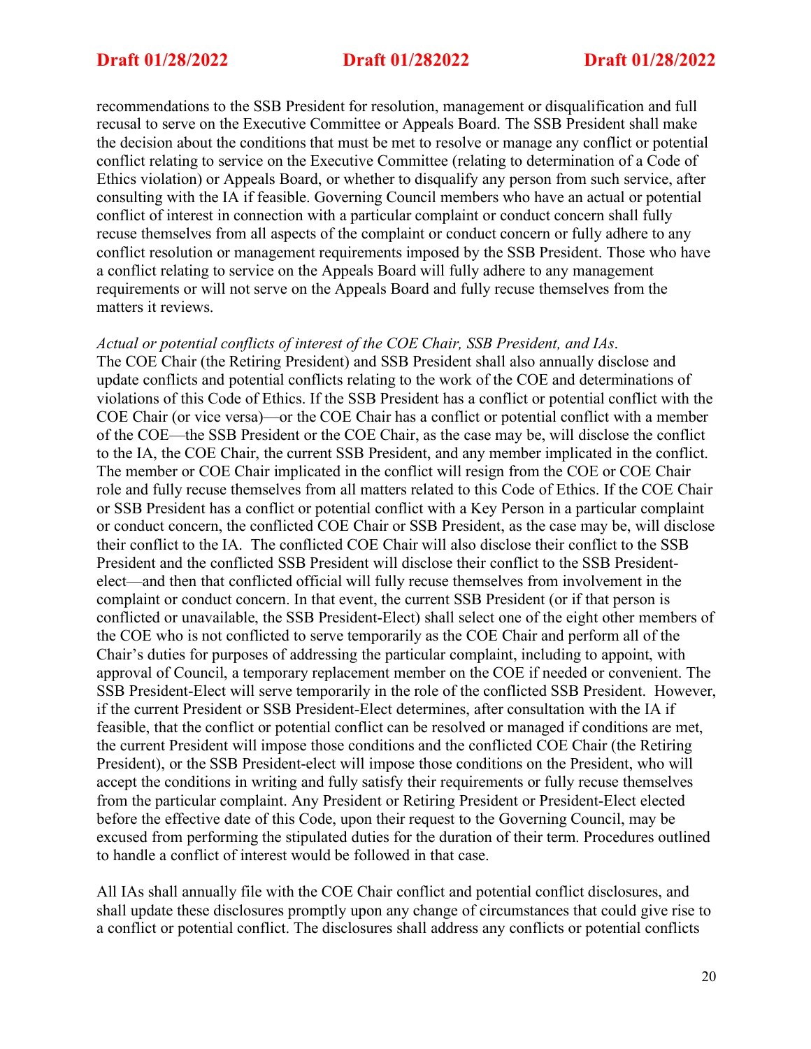recommendations to the SSB President for resolution, management or disqualification and full recusal to serve on the Executive Committee or Appeals Board. The SSB President shall make the decision about the conditions that must be met to resolve or manage any conflict or potential conflict relating to service on the Executive Committee (relating to determination of a Code of Ethics violation) or Appeals Board, or whether to disqualify any person from such service, after consulting with the IA if feasible. Governing Council members who have an actual or potential conflict of interest in connection with a particular complaint or conduct concern shall fully recuse themselves from all aspects of the complaint or conduct concern or fully adhere to any conflict resolution or management requirements imposed by the SSB President. Those who have a conflict relating to service on the Appeals Board will fully adhere to any management requirements or will not serve on the Appeals Board and fully recuse themselves from the matters it reviews.

*Actual or potential conflicts of interest of the COE Chair, SSB President, and IAs*.
The COE Chair (the Retiring President) and SSB President shall also annually disclose and update conflicts and potential conflicts relating to the work of the COE and determinations of violations of this Code of Ethics. If the SSB President has a conflict or potential conflict with the COE Chair (or vice versa)—or the COE Chair has a conflict or potential conflict with a member of the COE—the SSB President or the COE Chair, as the case may be, will disclose the conflict to the IA, the COE Chair, the current SSB President, and any member implicated in the conflict. The member or COE Chair implicated in the conflict will resign from the COE or COE Chair role and fully recuse themselves from all matters related to this Code of Ethics. If the COE Chair or SSB President has a conflict or potential conflict with a Key Person in a particular complaint or conduct concern, the conflicted COE Chair or SSB President, as the case may be, will disclose their conflict to the IA. The conflicted COE Chair will also disclose their conflict to the SSB President and the conflicted SSB President will disclose their conflict to the SSB President-elect—and then that conflicted official will fully recuse themselves from involvement in the complaint or conduct concern. In that event, the current SSB President (or if that person is conflicted or unavailable, the SSB President-Elect) shall select one of the eight other members of the COE who is not conflicted to serve temporarily as the COE Chair and perform all of the Chair's duties for purposes of addressing the particular complaint, including to appoint, with approval of Council, a temporary replacement member on the COE if needed or convenient. The SSB President-Elect will serve temporarily in the role of the conflicted SSB President. However, if the current President or SSB President-Elect determines, after consultation with the IA if feasible, that the conflict or potential conflict can be resolved or managed if conditions are met, the current President will impose those conditions and the conflicted COE Chair (the Retiring President), or the SSB President-elect will impose those conditions on the President, who will accept the conditions in writing and fully satisfy their requirements or fully recuse themselves from the particular complaint. Any President or Retiring President or President-Elect elected before the effective date of this Code, upon their request to the Governing Council, may be excused from performing the stipulated duties for the duration of their term. Procedures outlined to handle a conflict of interest would be followed in that case.

All IAs shall annually file with the COE Chair conflict and potential conflict disclosures, and shall update these disclosures promptly upon any change of circumstances that could give rise to a conflict or potential conflict. The disclosures shall address any conflicts or potential conflicts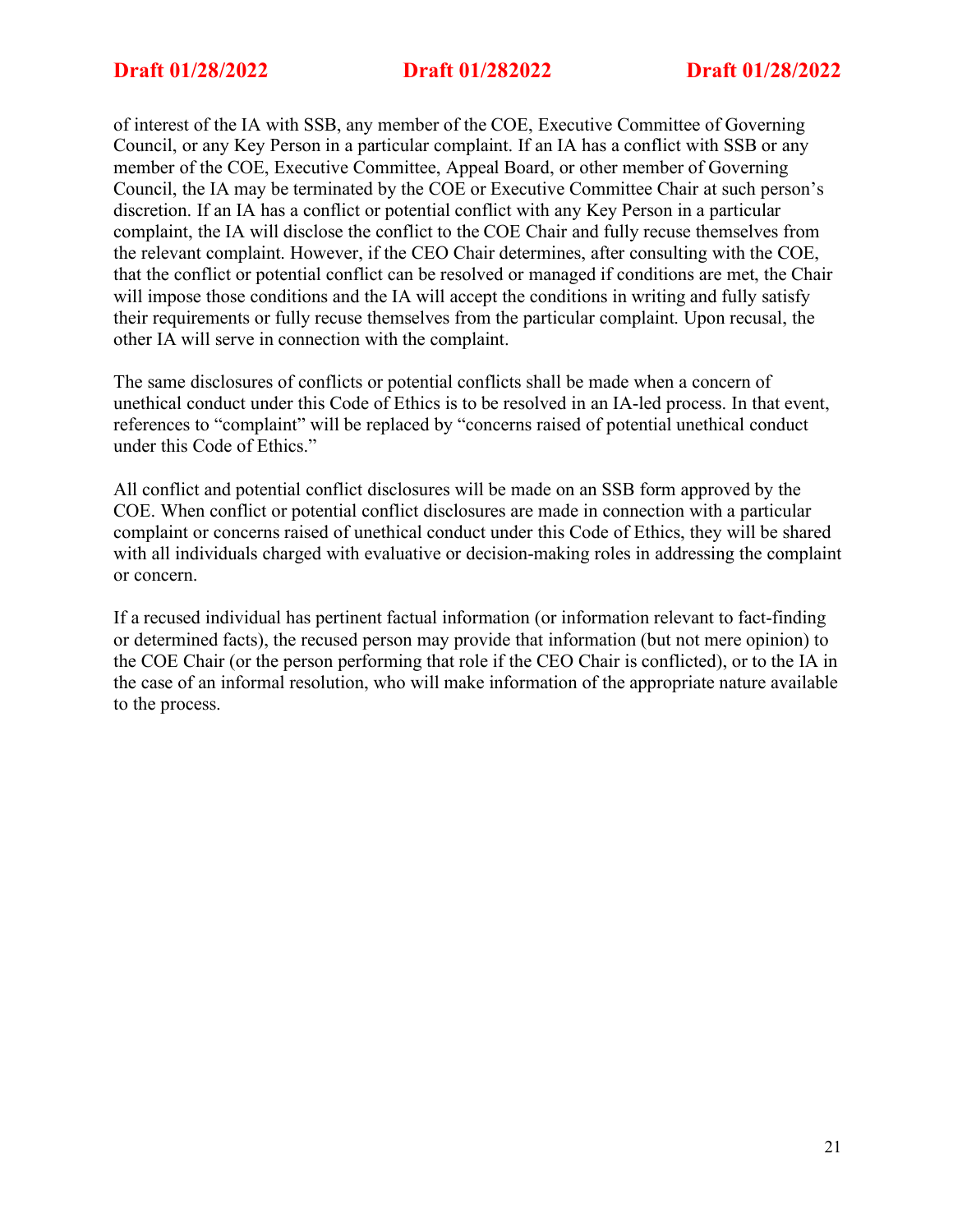of interest of the IA with SSB, any member of the COE, Executive Committee of Governing Council, or any Key Person in a particular complaint. If an IA has a conflict with SSB or any member of the COE, Executive Committee, Appeal Board, or other member of Governing Council, the IA may be terminated by the COE or Executive Committee Chair at such person's discretion. If an IA has a conflict or potential conflict with any Key Person in a particular complaint, the IA will disclose the conflict to the COE Chair and fully recuse themselves from the relevant complaint. However, if the CEO Chair determines, after consulting with the COE, that the conflict or potential conflict can be resolved or managed if conditions are met, the Chair will impose those conditions and the IA will accept the conditions in writing and fully satisfy their requirements or fully recuse themselves from the particular complaint. Upon recusal, the other IA will serve in connection with the complaint.

The same disclosures of conflicts or potential conflicts shall be made when a concern of unethical conduct under this Code of Ethics is to be resolved in an IA-led process. In that event, references to "complaint" will be replaced by "concerns raised of potential unethical conduct under this Code of Ethics."

All conflict and potential conflict disclosures will be made on an SSB form approved by the COE. When conflict or potential conflict disclosures are made in connection with a particular complaint or concerns raised of unethical conduct under this Code of Ethics, they will be shared with all individuals charged with evaluative or decision-making roles in addressing the complaint or concern.

If a recused individual has pertinent factual information (or information relevant to fact-finding or determined facts), the recused person may provide that information (but not mere opinion) to the COE Chair (or the person performing that role if the CEO Chair is conflicted), or to the IA in the case of an informal resolution, who will make information of the appropriate nature available to the process.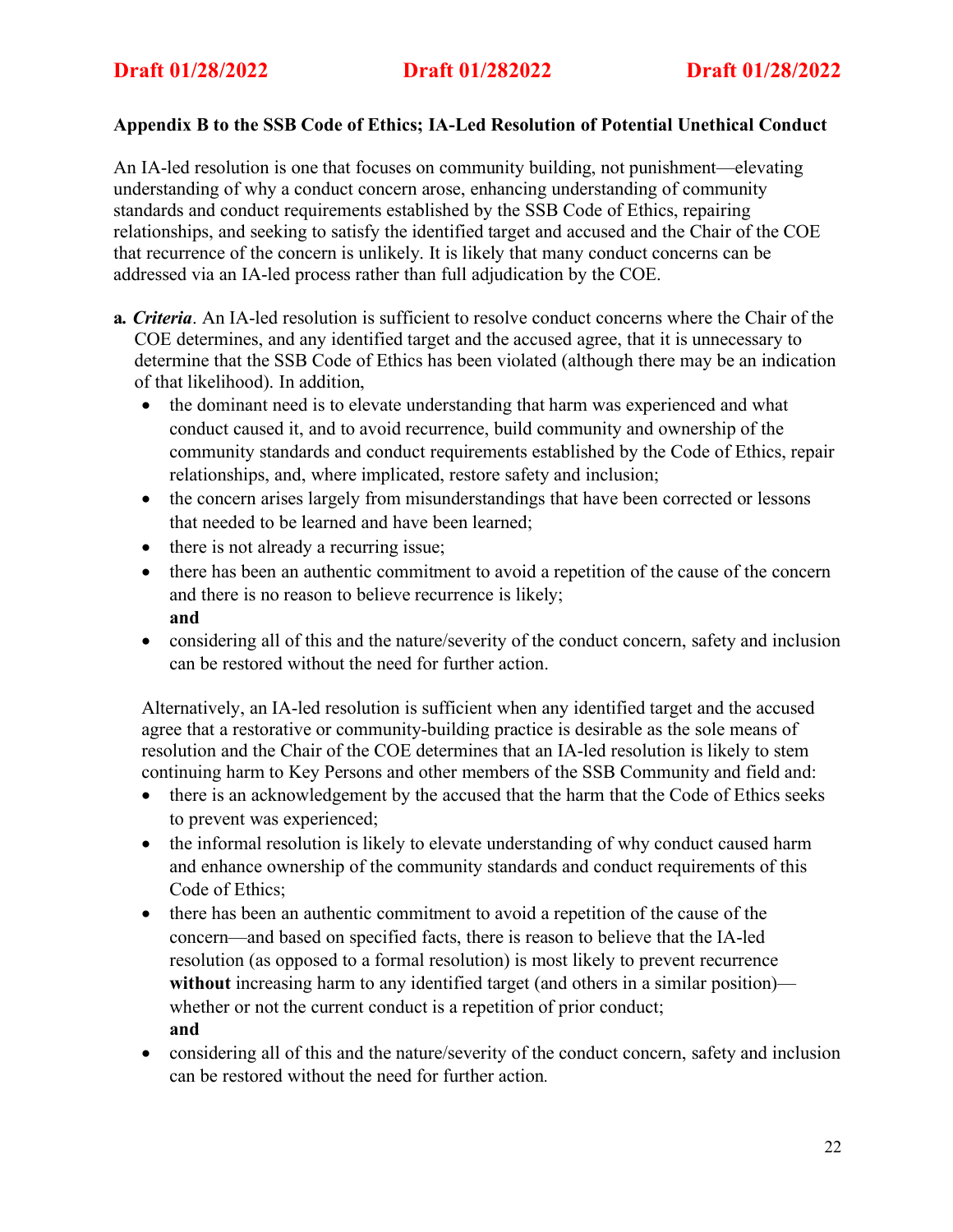**Appendix B to the SSB Code of Ethics; IA-Led Resolution of Potential Unethical Conduct**

An IA-led resolution is one that focuses on community building, not punishment—elevating understanding of why a conduct concern arose, enhancing understanding of community standards and conduct requirements established by the SSB Code of Ethics, repairing relationships, and seeking to satisfy the identified target and accused and the Chair of the COE that recurrence of the concern is unlikely. It is likely that many conduct concerns can be addressed via an IA-led process rather than full adjudication by the COE.

**a.** ***Criteria***. An IA-led resolution is sufficient to resolve conduct concerns where the Chair of the COE determines, and any identified target and the accused agree, that it is unnecessary to determine that the SSB Code of Ethics has been violated (although there may be an indication of that likelihood). In addition,

- the dominant need is to elevate understanding that harm was experienced and what conduct caused it, and to avoid recurrence, build community and ownership of the community standards and conduct requirements established by the Code of Ethics, repair relationships, and, where implicated, restore safety and inclusion;
- the concern arises largely from misunderstandings that have been corrected or lessons that needed to be learned and have been learned;
- there is not already a recurring issue;
- there has been an authentic commitment to avoid a repetition of the cause of the concern and there is no reason to believe recurrence is likely;
  **and**
- considering all of this and the nature/severity of the conduct concern, safety and inclusion can be restored without the need for further action.

Alternatively, an IA-led resolution is sufficient when any identified target and the accused agree that a restorative or community-building practice is desirable as the sole means of resolution and the Chair of the COE determines that an IA-led resolution is likely to stem continuing harm to Key Persons and other members of the SSB Community and field and:

- there is an acknowledgement by the accused that the harm that the Code of Ethics seeks to prevent was experienced;
- the informal resolution is likely to elevate understanding of why conduct caused harm and enhance ownership of the community standards and conduct requirements of this Code of Ethics;
- there has been an authentic commitment to avoid a repetition of the cause of the concern—and based on specified facts, there is reason to believe that the IA-led resolution (as opposed to a formal resolution) is most likely to prevent recurrence **without** increasing harm to any identified target (and others in a similar position)—whether or not the current conduct is a repetition of prior conduct;
  **and**
- considering all of this and the nature/severity of the conduct concern, safety and inclusion can be restored without the need for further action.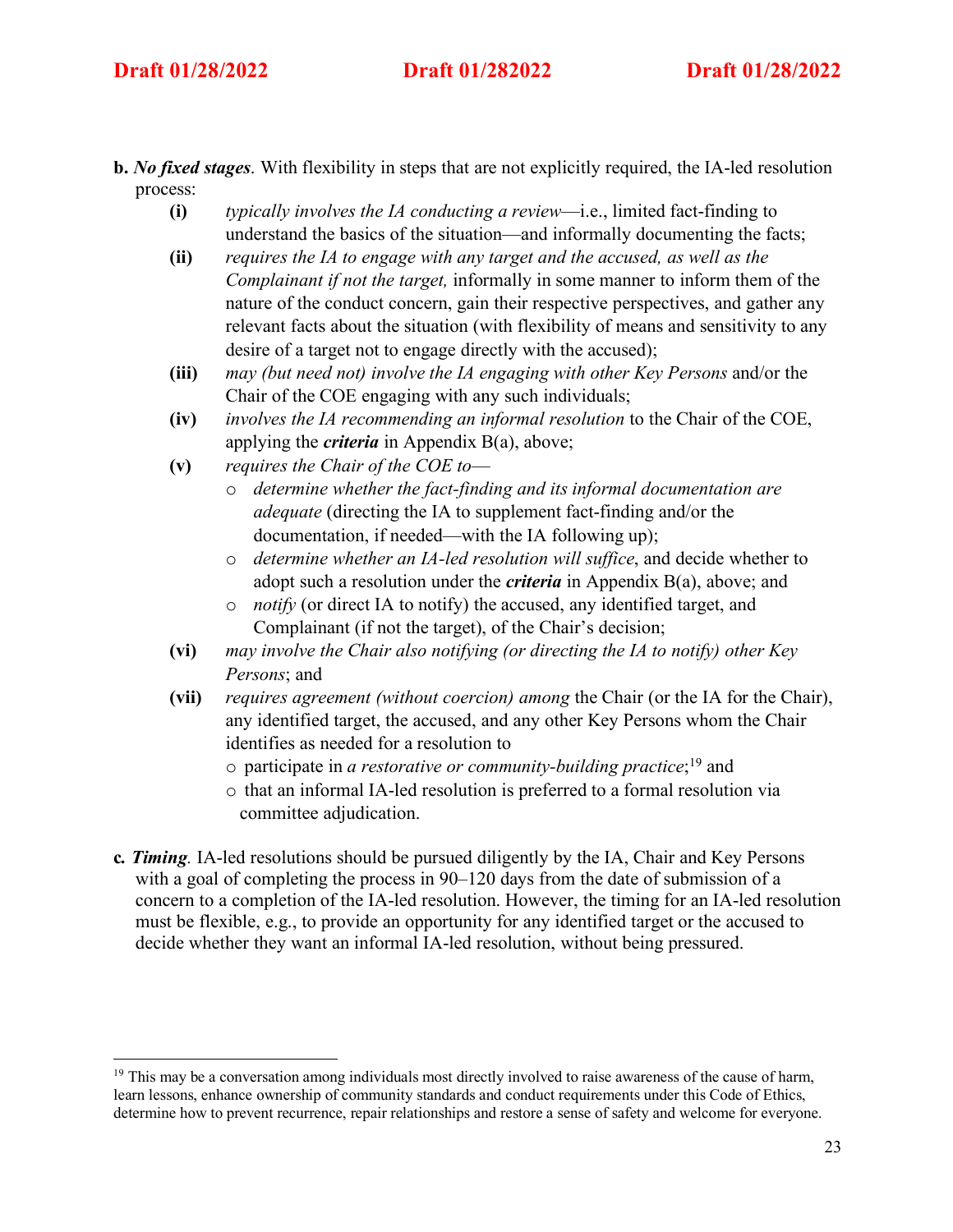**b.** ***No fixed stages***. With flexibility in steps that are not explicitly required, the IA-led resolution process:

- **(i)** *typically involves the IA conducting a review*—i.e., limited fact-finding to understand the basics of the situation—and informally documenting the facts;
- **(ii)** *requires the IA to engage with any target and the accused, as well as the Complainant if not the target,* informally in some manner to inform them of the nature of the conduct concern, gain their respective perspectives, and gather any relevant facts about the situation (with flexibility of means and sensitivity to any desire of a target not to engage directly with the accused);
- **(iii)** *may (but need not) involve the IA engaging with other Key Persons* and/or the Chair of the COE engaging with any such individuals;
- **(iv)** *involves the IA recommending an informal resolution* to the Chair of the COE, applying the ***criteria*** in Appendix B(a), above;
- **(v)** *requires the Chair of the COE to*—
  - *determine whether the fact-finding and its informal documentation are adequate* (directing the IA to supplement fact-finding and/or the documentation, if needed—with the IA following up);
  - *determine whether an IA-led resolution will suffice*, and decide whether to adopt such a resolution under the ***criteria*** in Appendix B(a), above; and
  - *notify* (or direct IA to notify) the accused, any identified target, and Complainant (if not the target), of the Chair's decision;
- **(vi)** *may involve the Chair also notifying (or directing the IA to notify) other Key Persons*; and
- **(vii)** *requires agreement (without coercion) among* the Chair (or the IA for the Chair), any identified target, the accused, and any other Key Persons whom the Chair identifies as needed for a resolution to
  - participate in *a restorative or community-building practice*;[19] and
  - that an informal IA-led resolution is preferred to a formal resolution via committee adjudication.

**c.** ***Timing***. IA-led resolutions should be pursued diligently by the IA, Chair and Key Persons with a goal of completing the process in 90–120 days from the date of submission of a concern to a completion of the IA-led resolution. However, the timing for an IA-led resolution must be flexible, e.g., to provide an opportunity for any identified target or the accused to decide whether they want an informal IA-led resolution, without being pressured.

---

[19] This may be a conversation among individuals most directly involved to raise awareness of the cause of harm, learn lessons, enhance ownership of community standards and conduct requirements under this Code of Ethics, determine how to prevent recurrence, repair relationships and restore a sense of safety and welcome for everyone.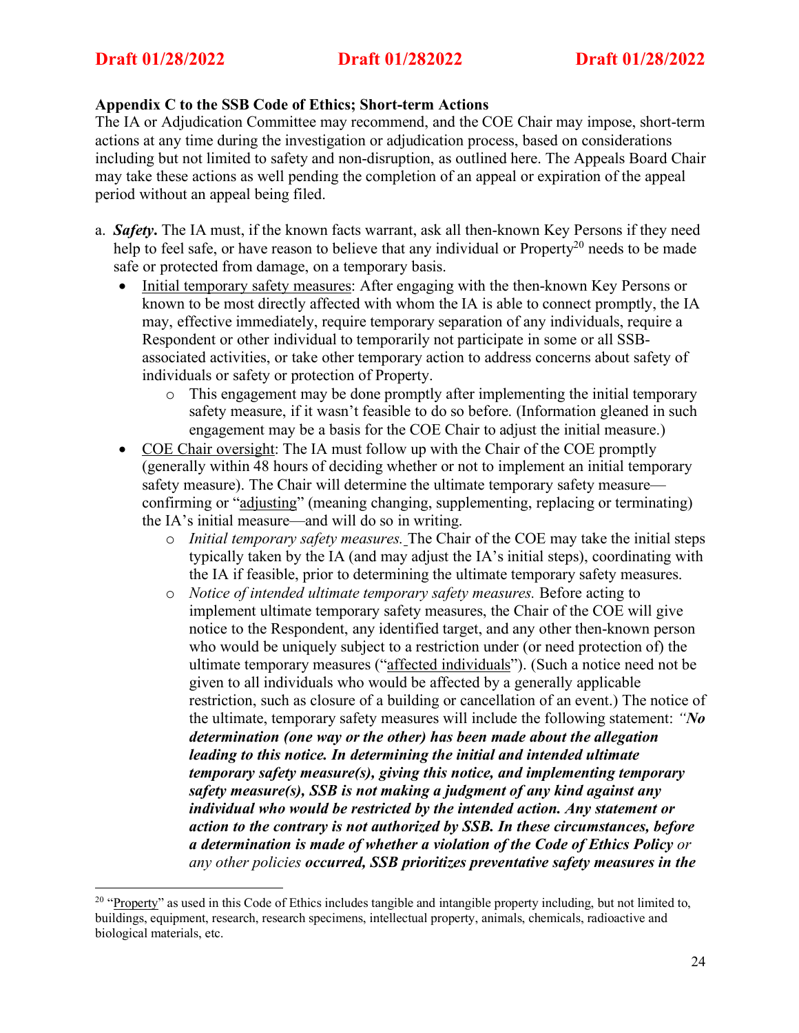**Appendix C to the SSB Code of Ethics; Short-term Actions**

The IA or Adjudication Committee may recommend, and the COE Chair may impose, short-term actions at any time during the investigation or adjudication process, based on considerations including but not limited to safety and non-disruption, as outlined here. The Appeals Board Chair may take these actions as well pending the completion of an appeal or expiration of the appeal period without an appeal being filed.

a. ***Safety*****.** The IA must, if the known facts warrant, ask all then-known Key Persons if they need help to feel safe, or have reason to believe that any individual or Property[20] needs to be made safe or protected from damage, on a temporary basis.

- Initial temporary safety measures: After engaging with the then-known Key Persons or known to be most directly affected with whom the IA is able to connect promptly, the IA may, effective immediately, require temporary separation of any individuals, require a Respondent or other individual to temporarily not participate in some or all SSB-associated activities, or take other temporary action to address concerns about safety of individuals or safety or protection of Property.
    - This engagement may be done promptly after implementing the initial temporary safety measure, if it wasn't feasible to do so before. (Information gleaned in such engagement may be a basis for the COE Chair to adjust the initial measure.)
- COE Chair oversight: The IA must follow up with the Chair of the COE promptly (generally within 48 hours of deciding whether or not to implement an initial temporary safety measure). The Chair will determine the ultimate temporary safety measure—confirming or "adjusting" (meaning changing, supplementing, replacing or terminating) the IA's initial measure—and will do so in writing.
    - *Initial temporary safety measures.* The Chair of the COE may take the initial steps typically taken by the IA (and may adjust the IA's initial steps), coordinating with the IA if feasible, prior to determining the ultimate temporary safety measures.
    - *Notice of intended ultimate temporary safety measures.* Before acting to implement ultimate temporary safety measures, the Chair of the COE will give notice to the Respondent, any identified target, and any other then-known person who would be uniquely subject to a restriction under (or need protection of) the ultimate temporary measures ("affected individuals"). (Such a notice need not be given to all individuals who would be affected by a generally applicable restriction, such as closure of a building or cancellation of an event.) The notice of the ultimate, temporary safety measures will include the following statement: *"**No determination (one way or the other) has been made about the allegation leading to this notice. In determining the initial and intended ultimate temporary safety measure(s), giving this notice, and implementing temporary safety measure(s), SSB is not making a judgment of any kind against any individual who would be restricted by the intended action. Any statement or action to the contrary is not authorized by SSB. In these circumstances, before a determination is made of whether a violation of the Code of Ethics Policy** or any other policies **occurred, SSB prioritizes preventative safety measures in the***

[20] "Property" as used in this Code of Ethics includes tangible and intangible property including, but not limited to, buildings, equipment, research, research specimens, intellectual property, animals, chemicals, radioactive and biological materials, etc.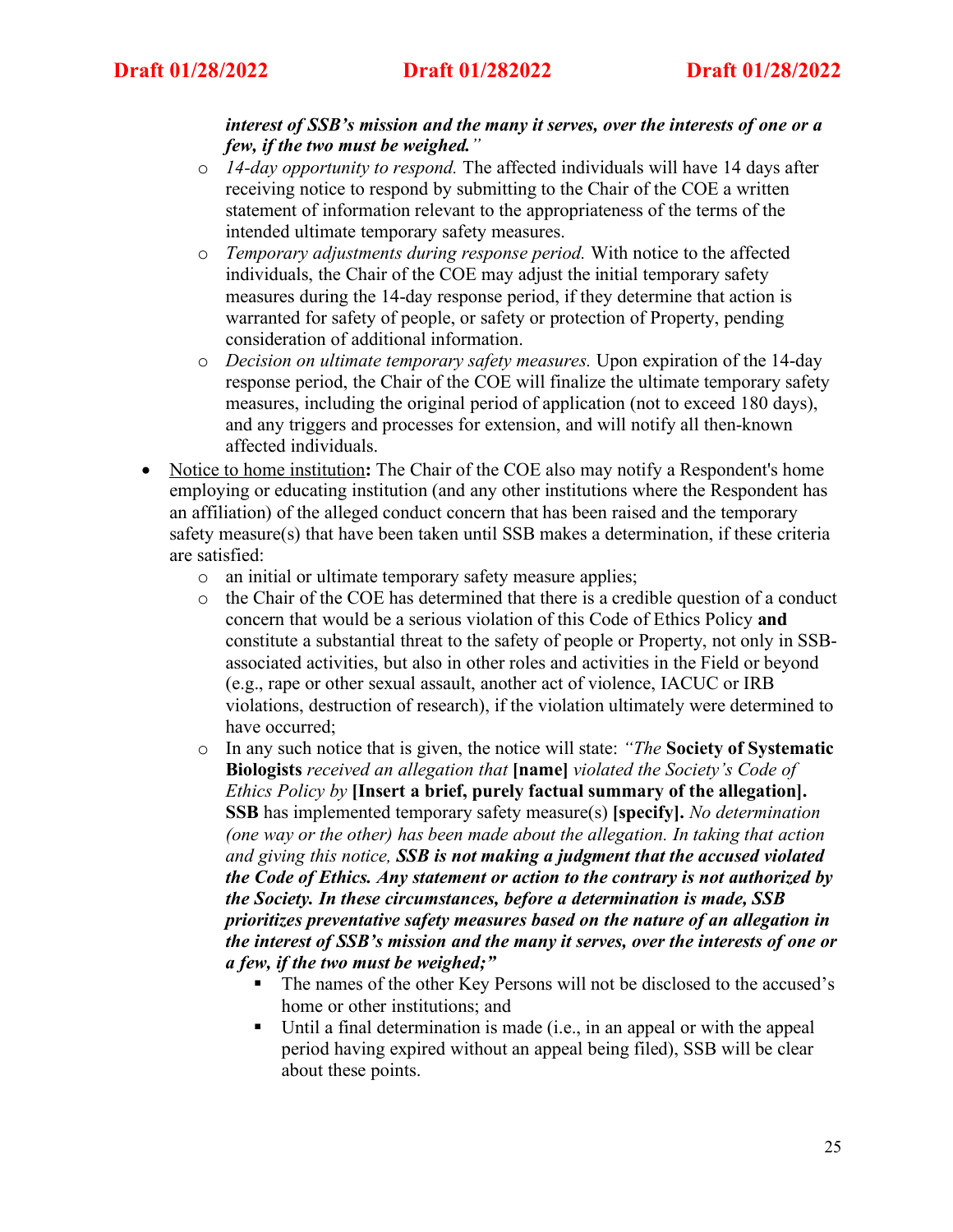***interest of SSB's mission and the many it serves, over the interests of one or a few, if the two must be weighed.****"*

- *14-day opportunity to respond.* The affected individuals will have 14 days after receiving notice to respond by submitting to the Chair of the COE a written statement of information relevant to the appropriateness of the terms of the intended ultimate temporary safety measures.
- *Temporary adjustments during response period.* With notice to the affected individuals, the Chair of the COE may adjust the initial temporary safety measures during the 14-day response period, if they determine that action is warranted for safety of people, or safety or protection of Property, pending consideration of additional information.
- *Decision on ultimate temporary safety measures.* Upon expiration of the 14-day response period, the Chair of the COE will finalize the ultimate temporary safety measures, including the original period of application (not to exceed 180 days), and any triggers and processes for extension, and will notify all then-known affected individuals.

- <u>Notice to home institution</u>**:** The Chair of the COE also may notify a Respondent's home employing or educating institution (and any other institutions where the Respondent has an affiliation) of the alleged conduct concern that has been raised and the temporary safety measure(s) that have been taken until SSB makes a determination, if these criteria are satisfied:
  - an initial or ultimate temporary safety measure applies;
  - the Chair of the COE has determined that there is a credible question of a conduct concern that would be a serious violation of this Code of Ethics Policy **and** constitute a substantial threat to the safety of people or Property, not only in SSB-associated activities, but also in other roles and activities in the Field or beyond (e.g., rape or other sexual assault, another act of violence, IACUC or IRB violations, destruction of research), if the violation ultimately were determined to have occurred;
  - In any such notice that is given, the notice will state: *"The* **Society of Systematic Biologists** *received an allegation that* **[name]** *violated the Society's Code of Ethics Policy by* **[Insert a brief, purely factual summary of the allegation]. SSB** has implemented temporary safety measure(s) **[specify].** *No determination (one way or the other) has been made about the allegation. In taking that action and giving this notice,* ***SSB is not making a judgment that the accused violated the Code of Ethics. Any statement or action to the contrary is not authorized by the Society. In these circumstances, before a determination is made, SSB prioritizes preventative safety measures based on the nature of an allegation in the interest of SSB's mission and the many it serves, over the interests of one or a few, if the two must be weighed;"***
    - The names of the other Key Persons will not be disclosed to the accused's home or other institutions; and
    - Until a final determination is made (i.e., in an appeal or with the appeal period having expired without an appeal being filed), SSB will be clear about these points.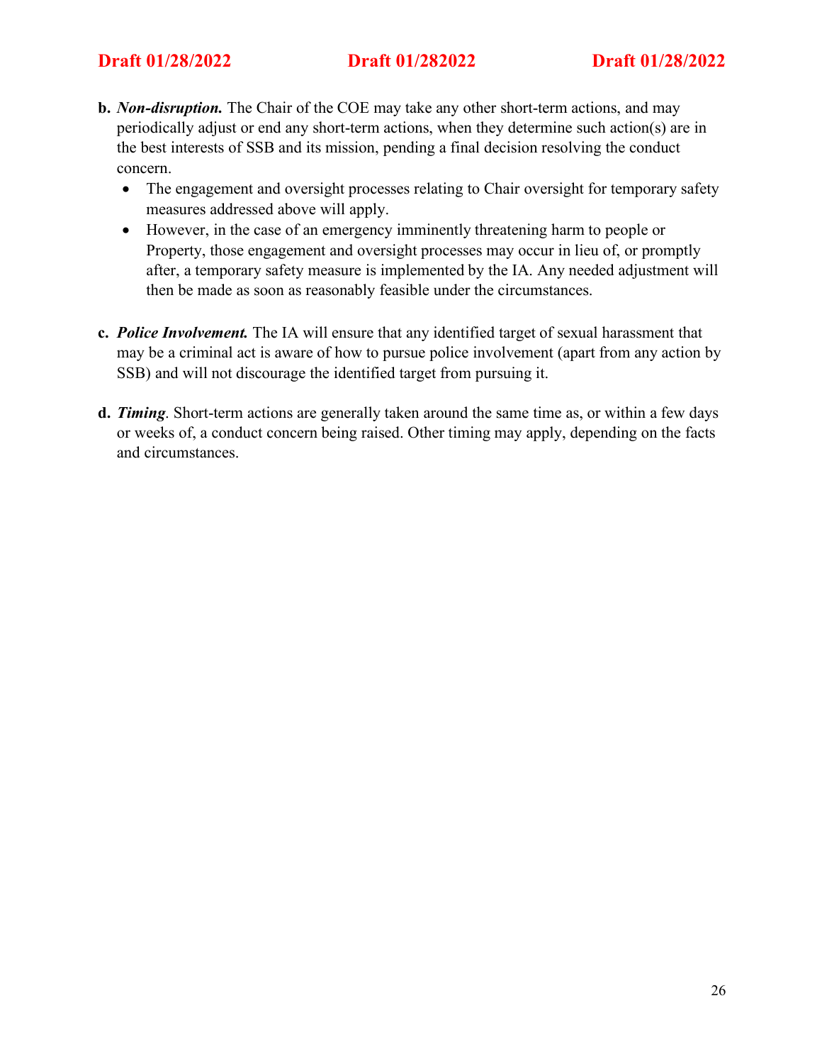**b.** ***Non-disruption.*** The Chair of the COE may take any other short-term actions, and may periodically adjust or end any short-term actions, when they determine such action(s) are in the best interests of SSB and its mission, pending a final decision resolving the conduct concern.

- The engagement and oversight processes relating to Chair oversight for temporary safety measures addressed above will apply.
- However, in the case of an emergency imminently threatening harm to people or Property, those engagement and oversight processes may occur in lieu of, or promptly after, a temporary safety measure is implemented by the IA. Any needed adjustment will then be made as soon as reasonably feasible under the circumstances.

**c.** ***Police Involvement.*** The IA will ensure that any identified target of sexual harassment that may be a criminal act is aware of how to pursue police involvement (apart from any action by SSB) and will not discourage the identified target from pursuing it.

**d.** ***Timing***. Short-term actions are generally taken around the same time as, or within a few days or weeks of, a conduct concern being raised. Other timing may apply, depending on the facts and circumstances.